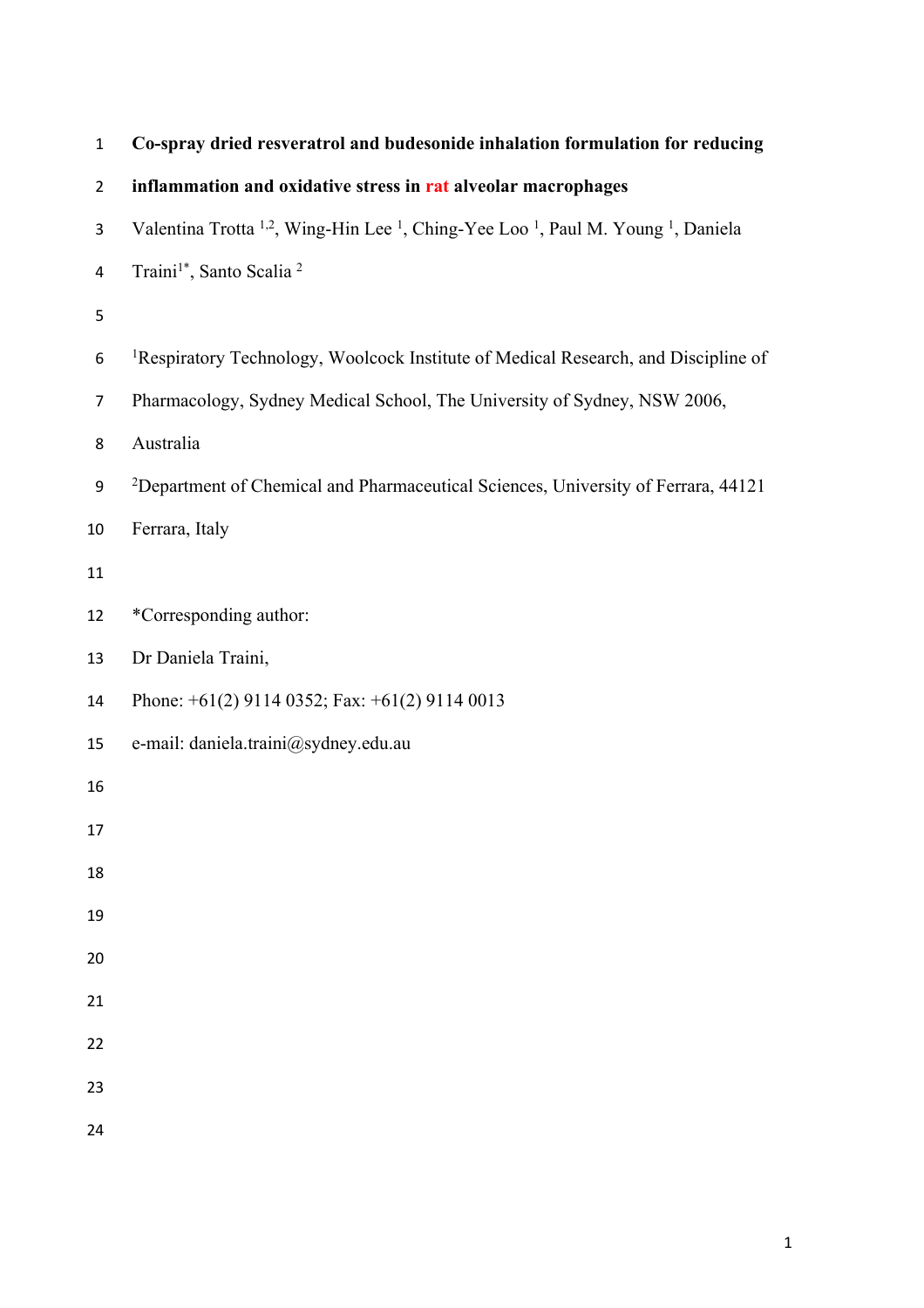# Co-spray dried resveratrol and budesonide inhalation formulation for reducing inflammation and oxidative stress in rat alveolar macrophages

Valentina Trotta [1,2], Wing-Hin Lee [1], Ching-Yee Loo [1], Paul M. Young [1], Daniela Traini[1*], Santo Scalia [2]

[1]Respiratory Technology, Woolcock Institute of Medical Research, and Discipline of Pharmacology, Sydney Medical School, The University of Sydney, NSW 2006, Australia

[2]Department of Chemical and Pharmaceutical Sciences, University of Ferrara, 44121 Ferrara, Italy

*Corresponding author:

Dr Daniela Traini,

Phone: +61(2) 9114 0352; Fax: +61(2) 9114 0013

e-mail: daniela.traini@sydney.edu.au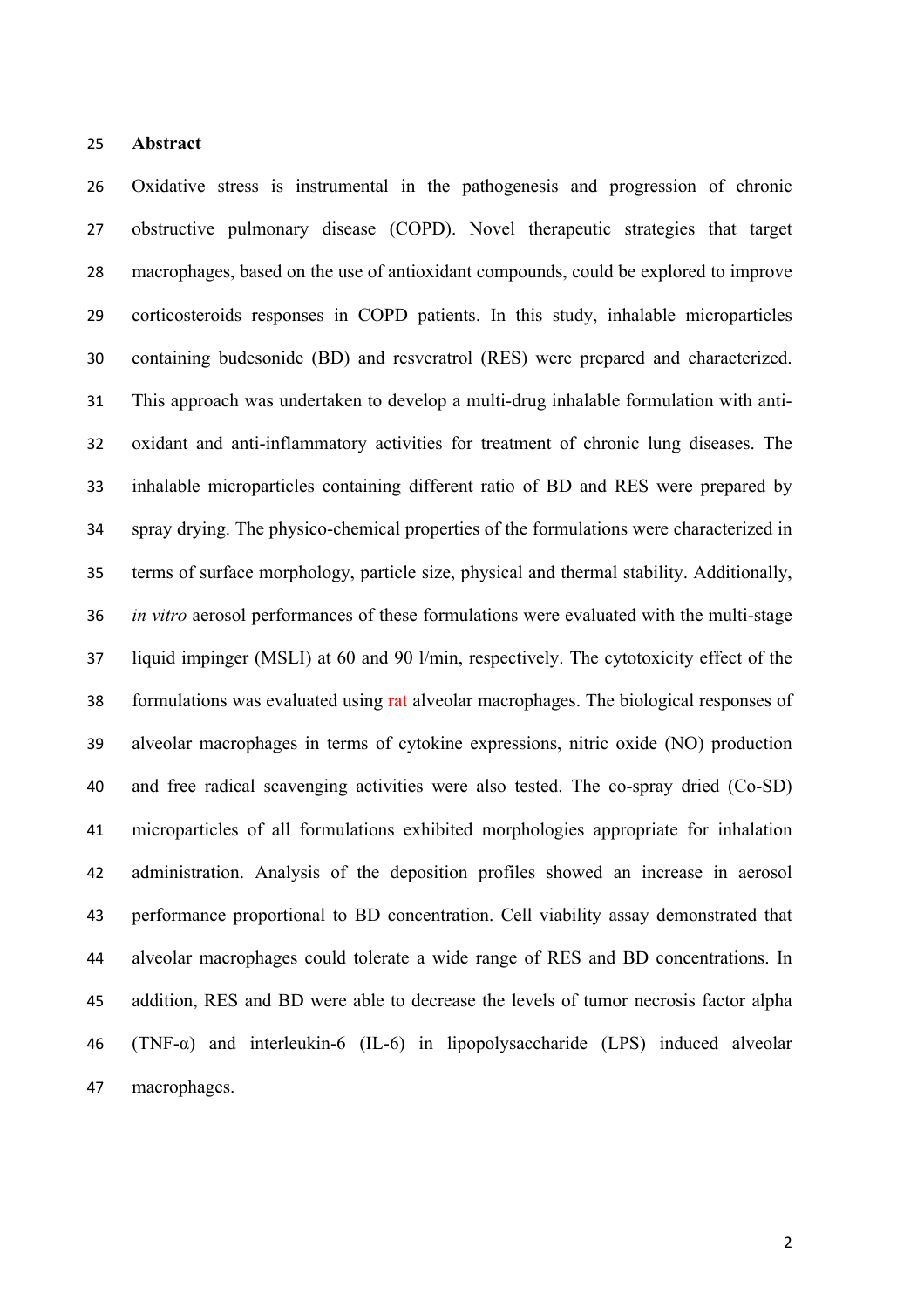## Abstract

Oxidative stress is instrumental in the pathogenesis and progression of chronic obstructive pulmonary disease (COPD). Novel therapeutic strategies that target macrophages, based on the use of antioxidant compounds, could be explored to improve corticosteroids responses in COPD patients. In this study, inhalable microparticles containing budesonide (BD) and resveratrol (RES) were prepared and characterized. This approach was undertaken to develop a multi-drug inhalable formulation with anti-oxidant and anti-inflammatory activities for treatment of chronic lung diseases. The inhalable microparticles containing different ratio of BD and RES were prepared by spray drying. The physico-chemical properties of the formulations were characterized in terms of surface morphology, particle size, physical and thermal stability. Additionally, *in vitro* aerosol performances of these formulations were evaluated with the multi-stage liquid impinger (MSLI) at 60 and 90 l/min, respectively. The cytotoxicity effect of the formulations was evaluated using rat alveolar macrophages. The biological responses of alveolar macrophages in terms of cytokine expressions, nitric oxide (NO) production and free radical scavenging activities were also tested. The co-spray dried (Co-SD) microparticles of all formulations exhibited morphologies appropriate for inhalation administration. Analysis of the deposition profiles showed an increase in aerosol performance proportional to BD concentration. Cell viability assay demonstrated that alveolar macrophages could tolerate a wide range of RES and BD concentrations. In addition, RES and BD were able to decrease the levels of tumor necrosis factor alpha (TNF-α) and interleukin-6 (IL-6) in lipopolysaccharide (LPS) induced alveolar macrophages.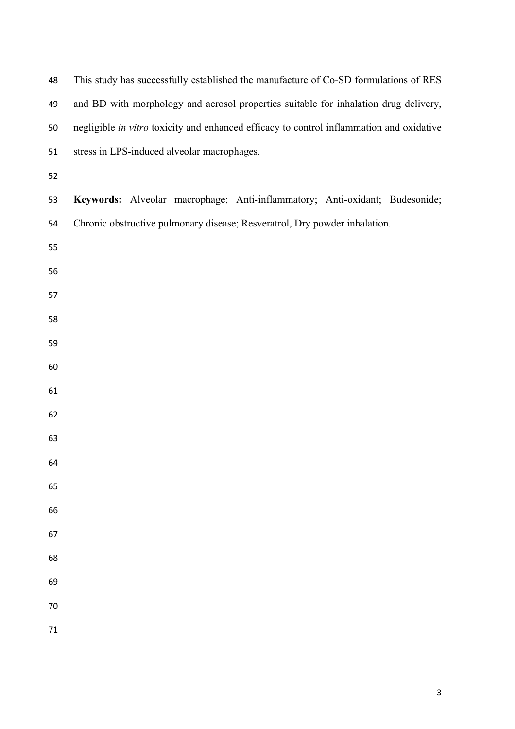This study has successfully established the manufacture of Co-SD formulations of RES and BD with morphology and aerosol properties suitable for inhalation drug delivery, negligible *in vitro* toxicity and enhanced efficacy to control inflammation and oxidative stress in LPS-induced alveolar macrophages.

**Keywords:** Alveolar macrophage; Anti-inflammatory; Anti-oxidant; Budesonide; Chronic obstructive pulmonary disease; Resveratrol, Dry powder inhalation.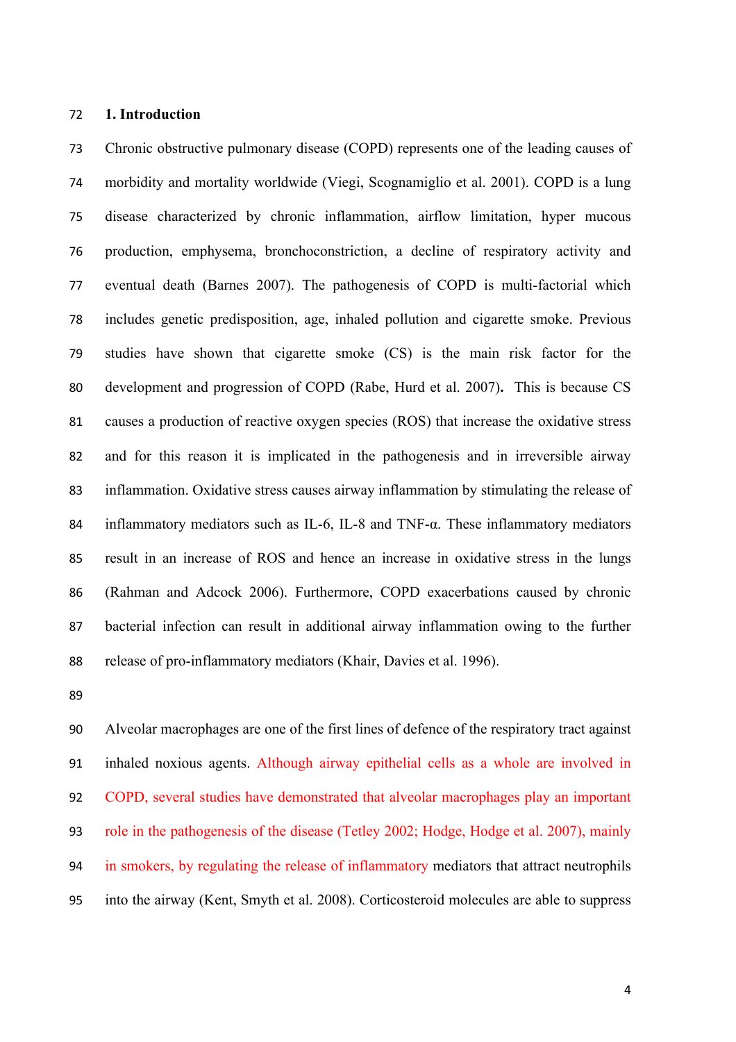## 1. Introduction

Chronic obstructive pulmonary disease (COPD) represents one of the leading causes of morbidity and mortality worldwide (Viegi, Scognamiglio et al. 2001). COPD is a lung disease characterized by chronic inflammation, airflow limitation, hyper mucous production, emphysema, bronchoconstriction, a decline of respiratory activity and eventual death (Barnes 2007). The pathogenesis of COPD is multi-factorial which includes genetic predisposition, age, inhaled pollution and cigarette smoke. Previous studies have shown that cigarette smoke (CS) is the main risk factor for the development and progression of COPD (Rabe, Hurd et al. 2007). This is because CS causes a production of reactive oxygen species (ROS) that increase the oxidative stress and for this reason it is implicated in the pathogenesis and in irreversible airway inflammation. Oxidative stress causes airway inflammation by stimulating the release of inflammatory mediators such as IL-6, IL-8 and TNF-α. These inflammatory mediators result in an increase of ROS and hence an increase in oxidative stress in the lungs (Rahman and Adcock 2006). Furthermore, COPD exacerbations caused by chronic bacterial infection can result in additional airway inflammation owing to the further release of pro-inflammatory mediators (Khair, Davies et al. 1996).

Alveolar macrophages are one of the first lines of defence of the respiratory tract against inhaled noxious agents. Although airway epithelial cells as a whole are involved in COPD, several studies have demonstrated that alveolar macrophages play an important role in the pathogenesis of the disease (Tetley 2002; Hodge, Hodge et al. 2007), mainly in smokers, by regulating the release of inflammatory mediators that attract neutrophils into the airway (Kent, Smyth et al. 2008). Corticosteroid molecules are able to suppress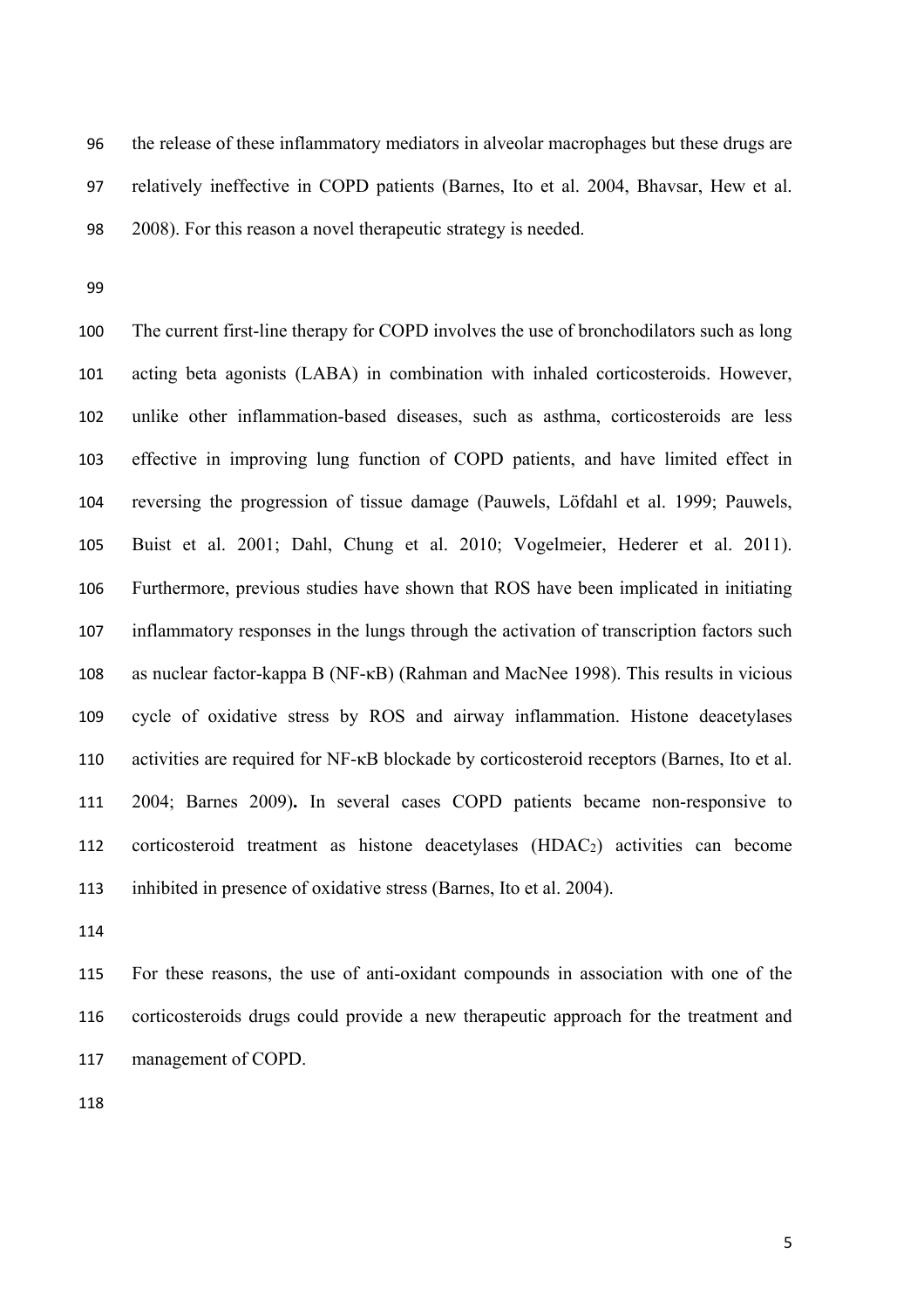the release of these inflammatory mediators in alveolar macrophages but these drugs are relatively ineffective in COPD patients (Barnes, Ito et al. 2004, Bhavsar, Hew et al. 2008). For this reason a novel therapeutic strategy is needed.

The current first-line therapy for COPD involves the use of bronchodilators such as long acting beta agonists (LABA) in combination with inhaled corticosteroids. However, unlike other inflammation-based diseases, such as asthma, corticosteroids are less effective in improving lung function of COPD patients, and have limited effect in reversing the progression of tissue damage (Pauwels, Löfdahl et al. 1999; Pauwels, Buist et al. 2001; Dahl, Chung et al. 2010; Vogelmeier, Hederer et al. 2011). Furthermore, previous studies have shown that ROS have been implicated in initiating inflammatory responses in the lungs through the activation of transcription factors such as nuclear factor-kappa B (NF-κB) (Rahman and MacNee 1998). This results in vicious cycle of oxidative stress by ROS and airway inflammation. Histone deacetylases activities are required for NF-κB blockade by corticosteroid receptors (Barnes, Ito et al. 2004; Barnes 2009)**.** In several cases COPD patients became non-responsive to corticosteroid treatment as histone deacetylases ($HDAC_2$) activities can become inhibited in presence of oxidative stress (Barnes, Ito et al. 2004).

For these reasons, the use of anti-oxidant compounds in association with one of the corticosteroids drugs could provide a new therapeutic approach for the treatment and management of COPD.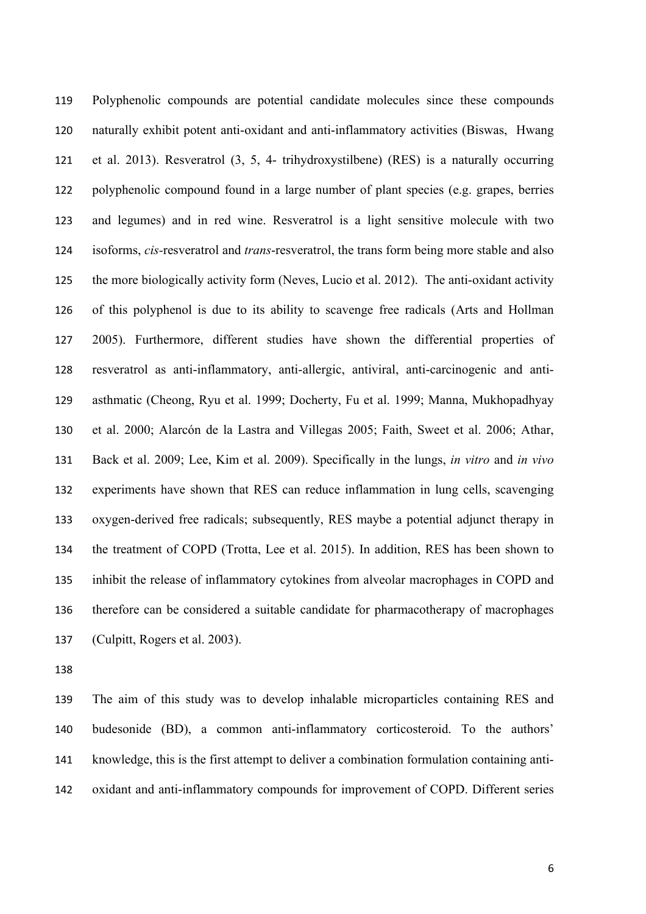Polyphenolic compounds are potential candidate molecules since these compounds naturally exhibit potent anti-oxidant and anti-inflammatory activities (Biswas, Hwang et al. 2013). Resveratrol (3, 5, 4- trihydroxystilbene) (RES) is a naturally occurring polyphenolic compound found in a large number of plant species (e.g. grapes, berries and legumes) and in red wine. Resveratrol is a light sensitive molecule with two isoforms, *cis*-resveratrol and *trans*-resveratrol, the trans form being more stable and also the more biologically activity form (Neves, Lucio et al. 2012). The anti-oxidant activity of this polyphenol is due to its ability to scavenge free radicals (Arts and Hollman 2005). Furthermore, different studies have shown the differential properties of resveratrol as anti-inflammatory, anti-allergic, antiviral, anti-carcinogenic and anti-asthmatic (Cheong, Ryu et al. 1999; Docherty, Fu et al. 1999; Manna, Mukhopadhyay et al. 2000; Alarcón de la Lastra and Villegas 2005; Faith, Sweet et al. 2006; Athar, Back et al. 2009; Lee, Kim et al. 2009). Specifically in the lungs, *in vitro* and *in vivo* experiments have shown that RES can reduce inflammation in lung cells, scavenging oxygen-derived free radicals; subsequently, RES maybe a potential adjunct therapy in the treatment of COPD (Trotta, Lee et al. 2015). In addition, RES has been shown to inhibit the release of inflammatory cytokines from alveolar macrophages in COPD and therefore can be considered a suitable candidate for pharmacotherapy of macrophages (Culpitt, Rogers et al. 2003).

The aim of this study was to develop inhalable microparticles containing RES and budesonide (BD), a common anti-inflammatory corticosteroid. To the authors' knowledge, this is the first attempt to deliver a combination formulation containing anti-oxidant and anti-inflammatory compounds for improvement of COPD. Different series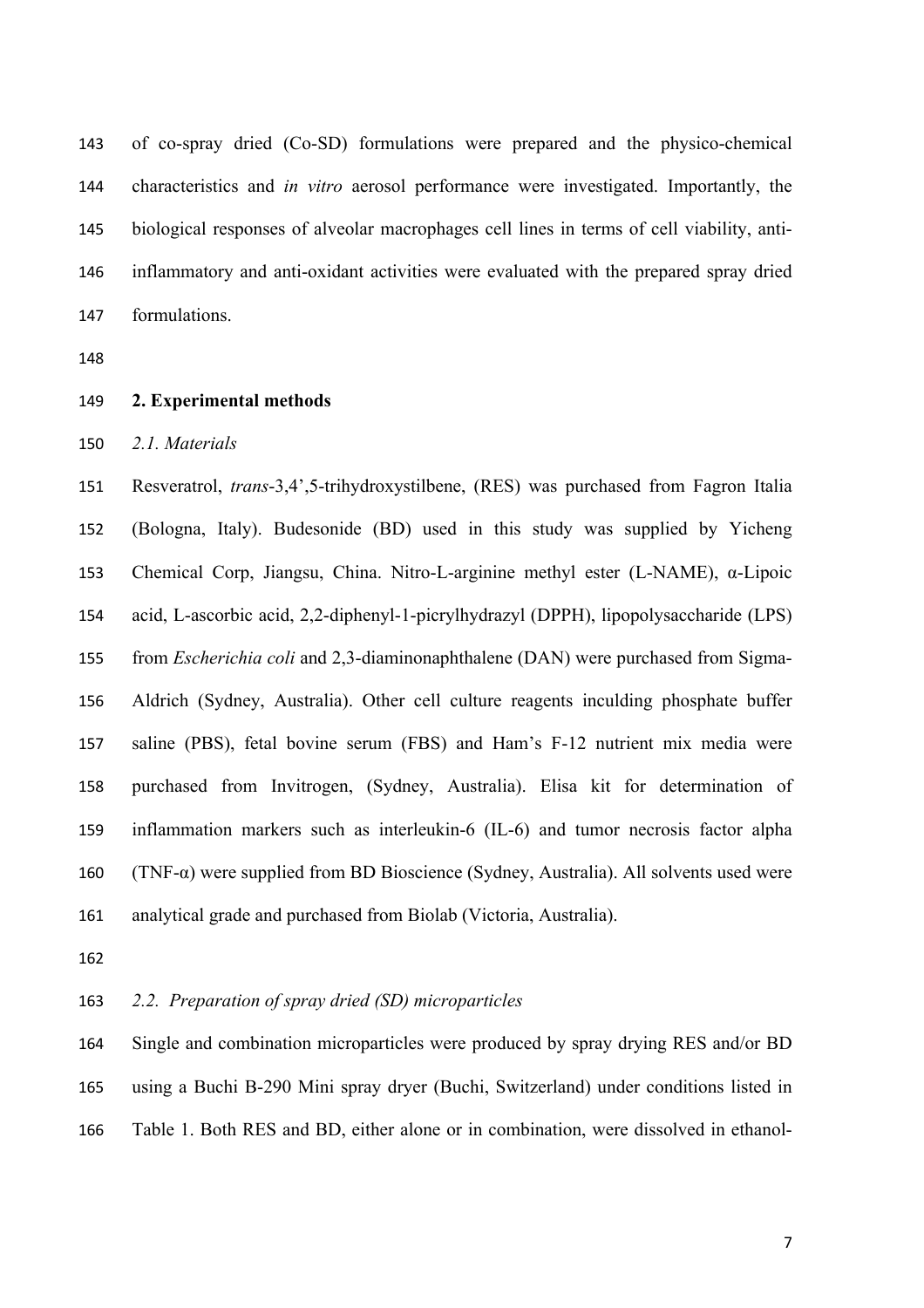of co-spray dried (Co-SD) formulations were prepared and the physico-chemical characteristics and *in vitro* aerosol performance were investigated. Importantly, the biological responses of alveolar macrophages cell lines in terms of cell viability, anti-inflammatory and anti-oxidant activities were evaluated with the prepared spray dried formulations.

## 2. Experimental methods

### *2.1. Materials*

Resveratrol, *trans*-3,4',5-trihydroxystilbene, (RES) was purchased from Fagron Italia (Bologna, Italy). Budesonide (BD) used in this study was supplied by Yicheng Chemical Corp, Jiangsu, China. Nitro-L-arginine methyl ester (L-NAME), α-Lipoic acid, L-ascorbic acid, 2,2-diphenyl-1-picrylhydrazyl (DPPH), lipopolysaccharide (LPS) from *Escherichia coli* and 2,3-diaminonaphthalene (DAN) were purchased from Sigma-Aldrich (Sydney, Australia). Other cell culture reagents inculding phosphate buffer saline (PBS), fetal bovine serum (FBS) and Ham's F-12 nutrient mix media were purchased from Invitrogen, (Sydney, Australia). Elisa kit for determination of inflammation markers such as interleukin-6 (IL-6) and tumor necrosis factor alpha (TNF-α) were supplied from BD Bioscience (Sydney, Australia). All solvents used were analytical grade and purchased from Biolab (Victoria, Australia).

### *2.2. Preparation of spray dried (SD) microparticles*

Single and combination microparticles were produced by spray drying RES and/or BD using a Buchi B-290 Mini spray dryer (Buchi, Switzerland) under conditions listed in Table 1. Both RES and BD, either alone or in combination, were dissolved in ethanol-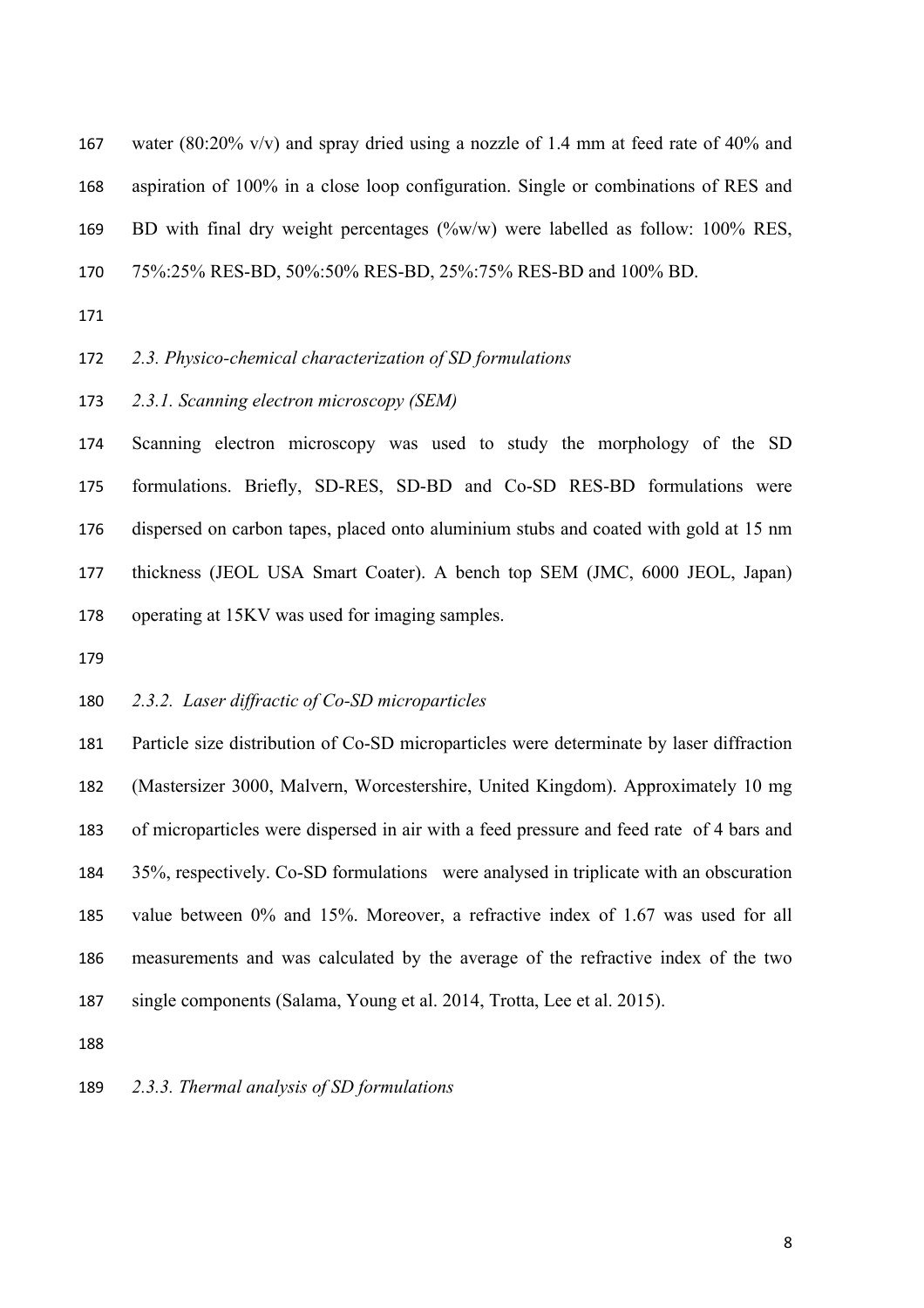water (80:20% v/v) and spray dried using a nozzle of 1.4 mm at feed rate of 40% and aspiration of 100% in a close loop configuration. Single or combinations of RES and BD with final dry weight percentages (%w/w) were labelled as follow: 100% RES, 75%:25% RES-BD, 50%:50% RES-BD, 25%:75% RES-BD and 100% BD.

### *2.3. Physico-chemical characterization of SD formulations*

#### *2.3.1. Scanning electron microscopy (SEM)*

Scanning electron microscopy was used to study the morphology of the SD formulations. Briefly, SD-RES, SD-BD and Co-SD RES-BD formulations were dispersed on carbon tapes, placed onto aluminium stubs and coated with gold at 15 nm thickness (JEOL USA Smart Coater). A bench top SEM (JMC, 6000 JEOL, Japan) operating at 15KV was used for imaging samples.

#### *2.3.2. Laser diffractic of Co-SD microparticles*

Particle size distribution of Co-SD microparticles were determinate by laser diffraction (Mastersizer 3000, Malvern, Worcestershire, United Kingdom). Approximately 10 mg of microparticles were dispersed in air with a feed pressure and feed rate of 4 bars and 35%, respectively. Co-SD formulations were analysed in triplicate with an obscuration value between 0% and 15%. Moreover, a refractive index of 1.67 was used for all measurements and was calculated by the average of the refractive index of the two single components (Salama, Young et al. 2014, Trotta, Lee et al. 2015).

#### *2.3.3. Thermal analysis of SD formulations*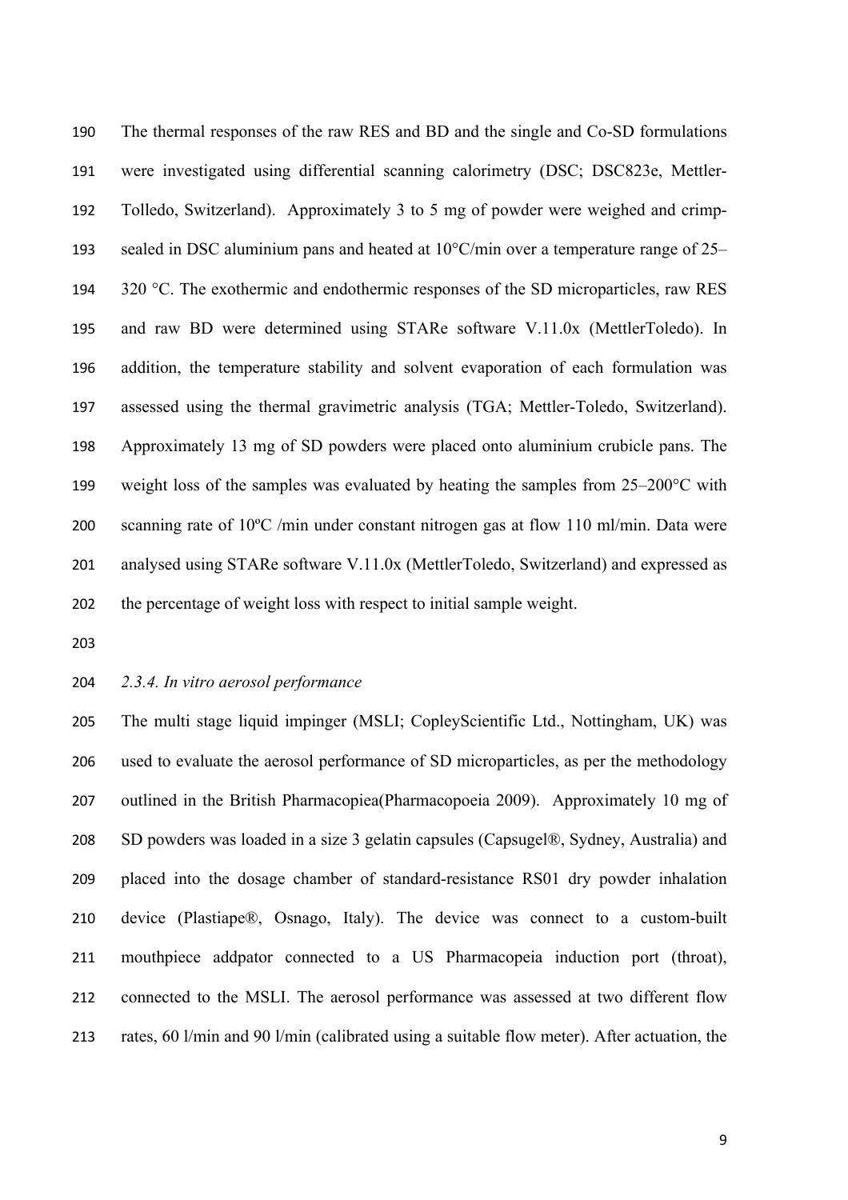The thermal responses of the raw RES and BD and the single and Co-SD formulations were investigated using differential scanning calorimetry (DSC; DSC823e, Mettler-Tolledo, Switzerland). Approximately 3 to 5 mg of powder were weighed and crimp-sealed in DSC aluminium pans and heated at 10°C/min over a temperature range of 25–320 °C. The exothermic and endothermic responses of the SD microparticles, raw RES and raw BD were determined using STARe software V.11.0x (MettlerToledo). In addition, the temperature stability and solvent evaporation of each formulation was assessed using the thermal gravimetric analysis (TGA; Mettler-Toledo, Switzerland). Approximately 13 mg of SD powders were placed onto aluminium crubicle pans. The weight loss of the samples was evaluated by heating the samples from 25–200°C with scanning rate of 10ºC /min under constant nitrogen gas at flow 110 ml/min. Data were analysed using STARe software V.11.0x (MettlerToledo, Switzerland) and expressed as the percentage of weight loss with respect to initial sample weight.

### *2.3.4. In vitro aerosol performance*

The multi stage liquid impinger (MSLI; CopleyScientific Ltd., Nottingham, UK) was used to evaluate the aerosol performance of SD microparticles, as per the methodology outlined in the British Pharmacopiea(Pharmacopoeia 2009). Approximately 10 mg of SD powders was loaded in a size 3 gelatin capsules (Capsugel®, Sydney, Australia) and placed into the dosage chamber of standard-resistance RS01 dry powder inhalation device (Plastiape®, Osnago, Italy). The device was connect to a custom-built mouthpiece addpator connected to a US Pharmacopeia induction port (throat), connected to the MSLI. The aerosol performance was assessed at two different flow rates, 60 l/min and 90 l/min (calibrated using a suitable flow meter). After actuation, the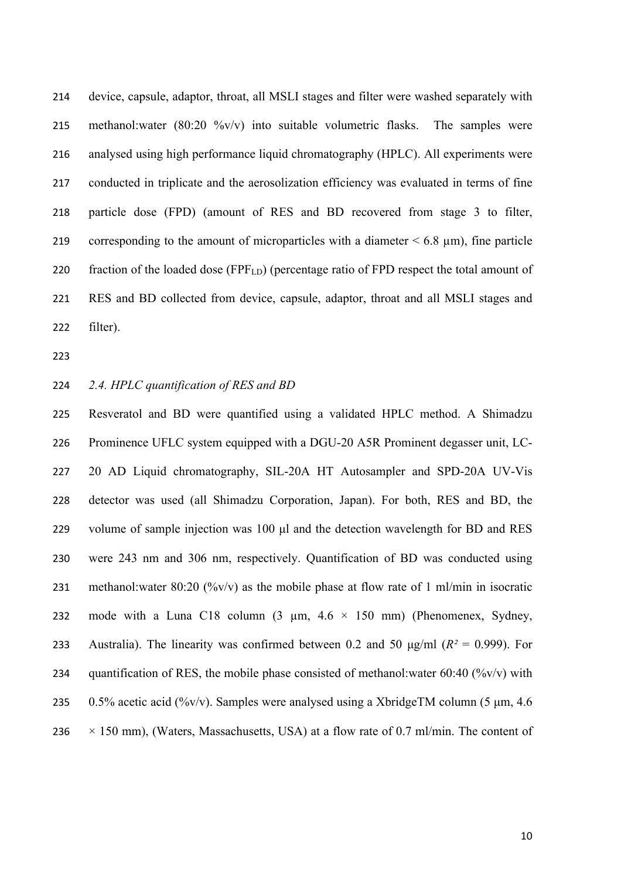device, capsule, adaptor, throat, all MSLI stages and filter were washed separately with methanol:water (80:20 %v/v) into suitable volumetric flasks. The samples were analysed using high performance liquid chromatography (HPLC). All experiments were conducted in triplicate and the aerosolization efficiency was evaluated in terms of fine particle dose (FPD) (amount of RES and BD recovered from stage 3 to filter, corresponding to the amount of microparticles with a diameter < 6.8 μm), fine particle fraction of the loaded dose ($FPF_{LD}$) (percentage ratio of FPD respect the total amount of RES and BD collected from device, capsule, adaptor, throat and all MSLI stages and filter).

### *2.4. HPLC quantification of RES and BD*

Resveratol and BD were quantified using a validated HPLC method. A Shimadzu Prominence UFLC system equipped with a DGU-20 A5R Prominent degasser unit, LC-20 AD Liquid chromatography, SIL-20A HT Autosampler and SPD-20A UV-Vis detector was used (all Shimadzu Corporation, Japan). For both, RES and BD, the volume of sample injection was 100 μl and the detection wavelength for BD and RES were 243 nm and 306 nm, respectively. Quantification of BD was conducted using methanol:water 80:20 (%v/v) as the mobile phase at flow rate of 1 ml/min in isocratic mode with a Luna C18 column (3 μm, 4.6 × 150 mm) (Phenomenex, Sydney, Australia). The linearity was confirmed between 0.2 and 50 μg/ml ($R^2$ = 0.999). For quantification of RES, the mobile phase consisted of methanol:water 60:40 (%v/v) with 0.5% acetic acid (%v/v). Samples were analysed using a XbridgeTM column (5 μm, 4.6 × 150 mm), (Waters, Massachusetts, USA) at a flow rate of 0.7 ml/min. The content of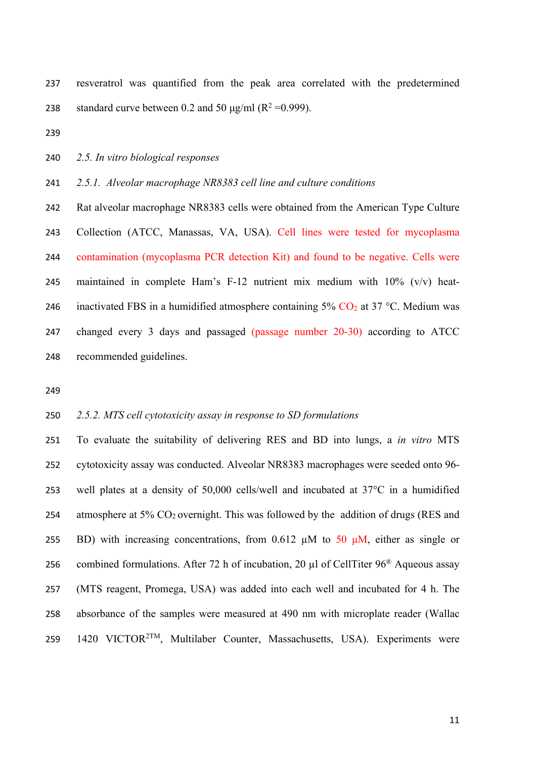resveratrol was quantified from the peak area correlated with the predetermined standard curve between 0.2 and 50 μg/ml ($R^2$ =0.999).

*2.5. In vitro biological responses*

*2.5.1. Alveolar macrophage NR8383 cell line and culture conditions*

Rat alveolar macrophage NR8383 cells were obtained from the American Type Culture Collection (ATCC, Manassas, VA, USA). Cell lines were tested for mycoplasma contamination (mycoplasma PCR detection Kit) and found to be negative. Cells were maintained in complete Ham's F-12 nutrient mix medium with 10% (v/v) heat-inactivated FBS in a humidified atmosphere containing 5% $CO_2$ at 37 °C. Medium was changed every 3 days and passaged (passage number 20-30) according to ATCC recommended guidelines.

*2.5.2. MTS cell cytotoxicity assay in response to SD formulations*

To evaluate the suitability of delivering RES and BD into lungs, a *in vitro* MTS cytotoxicity assay was conducted. Alveolar NR8383 macrophages were seeded onto 96-well plates at a density of 50,000 cells/well and incubated at 37°C in a humidified atmosphere at 5% $CO_2$ overnight. This was followed by the addition of drugs (RES and BD) with increasing concentrations, from 0.612 μM to 50 μM, either as single or combined formulations. After 72 h of incubation, 20 μl of CellTiter 96® Aqueous assay (MTS reagent, Promega, USA) was added into each well and incubated for 4 h. The absorbance of the samples were measured at 490 nm with microplate reader (Wallac 1420 VICTOR2™, Multilaber Counter, Massachusetts, USA). Experiments were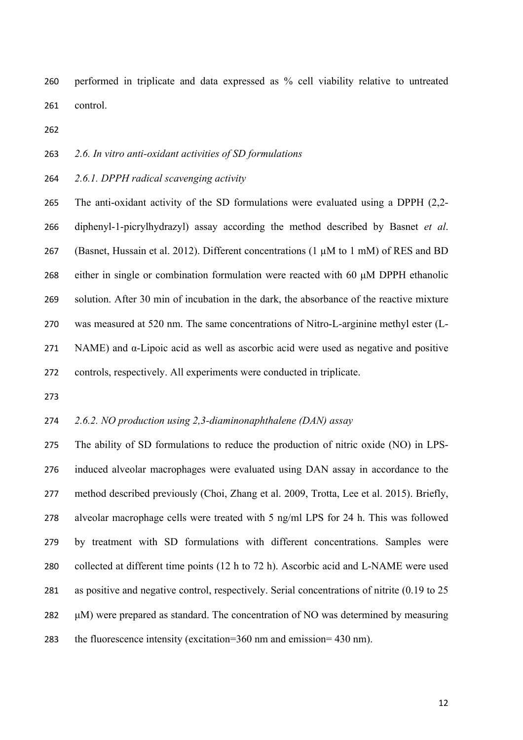performed in triplicate and data expressed as % cell viability relative to untreated control.

### *2.6. In vitro anti-oxidant activities of SD formulations*

#### *2.6.1. DPPH radical scavenging activity*

The anti-oxidant activity of the SD formulations were evaluated using a DPPH (2,2-diphenyl-1-picrylhydrazyl) assay according the method described by Basnet *et al*. (Basnet, Hussain et al. 2012). Different concentrations (1 μM to 1 mM) of RES and BD either in single or combination formulation were reacted with 60 μM DPPH ethanolic solution. After 30 min of incubation in the dark, the absorbance of the reactive mixture was measured at 520 nm. The same concentrations of Nitro-L-arginine methyl ester (L-NAME) and α-Lipoic acid as well as ascorbic acid were used as negative and positive controls, respectively. All experiments were conducted in triplicate.

#### *2.6.2. NO production using 2,3-diaminonaphthalene (DAN) assay*

The ability of SD formulations to reduce the production of nitric oxide (NO) in LPS-induced alveolar macrophages were evaluated using DAN assay in accordance to the method described previously (Choi, Zhang et al. 2009, Trotta, Lee et al. 2015). Briefly, alveolar macrophage cells were treated with 5 ng/ml LPS for 24 h. This was followed by treatment with SD formulations with different concentrations. Samples were collected at different time points (12 h to 72 h). Ascorbic acid and L-NAME were used as positive and negative control, respectively. Serial concentrations of nitrite (0.19 to 25 μM) were prepared as standard. The concentration of NO was determined by measuring the fluorescence intensity (excitation=360 nm and emission= 430 nm).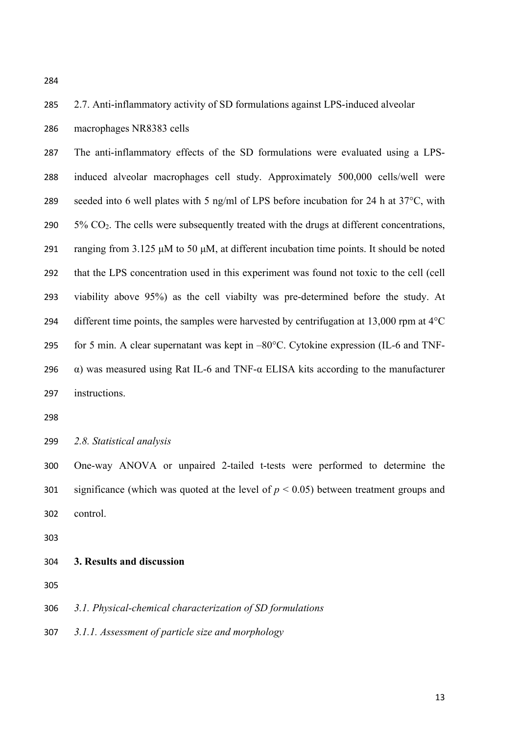2.7. Anti-inflammatory activity of SD formulations against LPS-induced alveolar macrophages NR8383 cells

The anti-inflammatory effects of the SD formulations were evaluated using a LPS-induced alveolar macrophages cell study. Approximately 500,000 cells/well were seeded into 6 well plates with 5 ng/ml of LPS before incubation for 24 h at 37°C, with 5% $CO_2$. The cells were subsequently treated with the drugs at different concentrations, ranging from 3.125 μM to 50 μM, at different incubation time points. It should be noted that the LPS concentration used in this experiment was found not toxic to the cell (cell viability above 95%) as the cell viabilty was pre-determined before the study. At different time points, the samples were harvested by centrifugation at 13,000 rpm at 4°C for 5 min. A clear supernatant was kept in –80°C. Cytokine expression (IL-6 and TNF-α) was measured using Rat IL-6 and TNF-α ELISA kits according to the manufacturer instructions.

*2.8. Statistical analysis*

One-way ANOVA or unpaired 2-tailed t-tests were performed to determine the significance (which was quoted at the level of $p < 0.05$) between treatment groups and control.

## 3. Results and discussion

*3.1. Physical-chemical characterization of SD formulations*

*3.1.1. Assessment of particle size and morphology*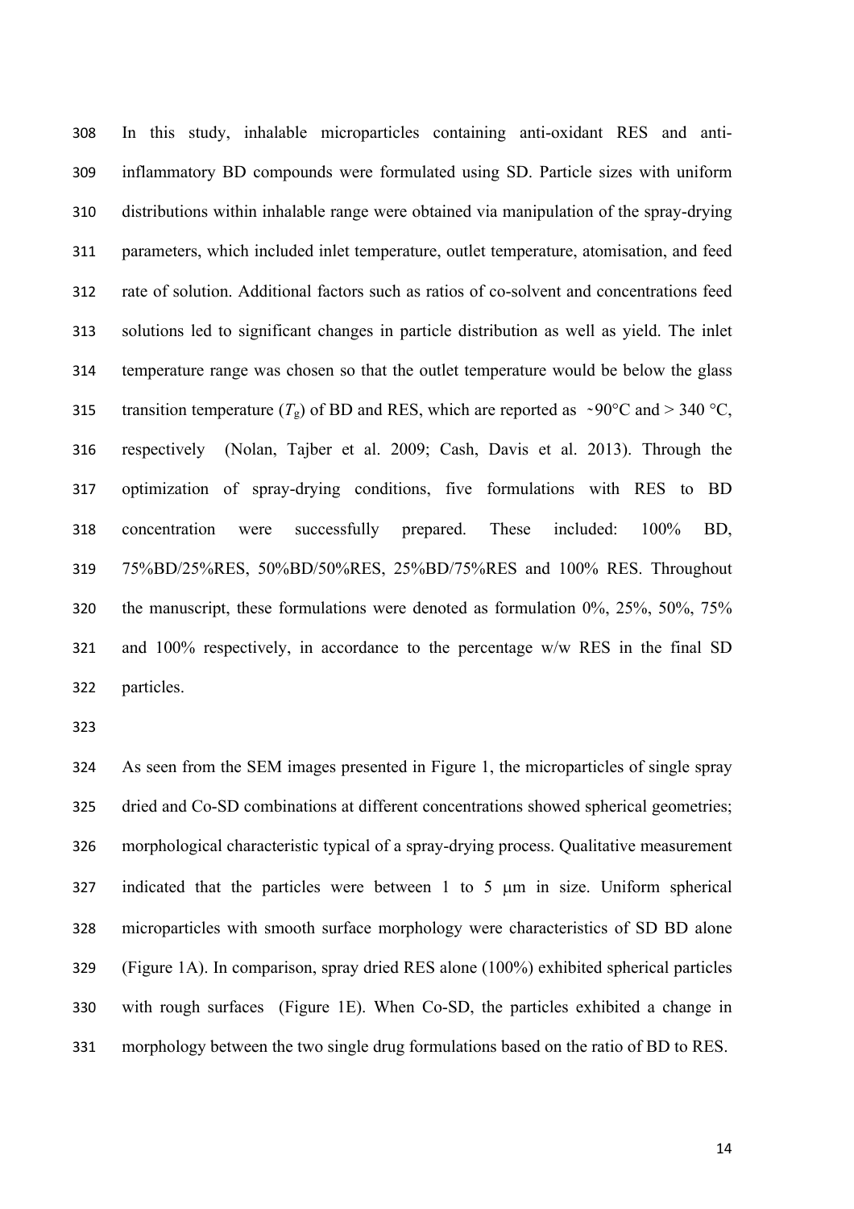In this study, inhalable microparticles containing anti-oxidant RES and anti-inflammatory BD compounds were formulated using SD. Particle sizes with uniform distributions within inhalable range were obtained via manipulation of the spray-drying parameters, which included inlet temperature, outlet temperature, atomisation, and feed rate of solution. Additional factors such as ratios of co-solvent and concentrations feed solutions led to significant changes in particle distribution as well as yield. The inlet temperature range was chosen so that the outlet temperature would be below the glass transition temperature ($T_g$) of BD and RES, which are reported as ~90°C and > 340 °C, respectively (Nolan, Tajber et al. 2009; Cash, Davis et al. 2013). Through the optimization of spray-drying conditions, five formulations with RES to BD concentration were successfully prepared. These included: 100% BD, 75%BD/25%RES, 50%BD/50%RES, 25%BD/75%RES and 100% RES. Throughout the manuscript, these formulations were denoted as formulation 0%, 25%, 50%, 75% and 100% respectively, in accordance to the percentage w/w RES in the final SD particles.

As seen from the SEM images presented in Figure 1, the microparticles of single spray dried and Co-SD combinations at different concentrations showed spherical geometries; morphological characteristic typical of a spray-drying process. Qualitative measurement indicated that the particles were between 1 to 5 μm in size. Uniform spherical microparticles with smooth surface morphology were characteristics of SD BD alone (Figure 1A). In comparison, spray dried RES alone (100%) exhibited spherical particles with rough surfaces (Figure 1E). When Co-SD, the particles exhibited a change in morphology between the two single drug formulations based on the ratio of BD to RES.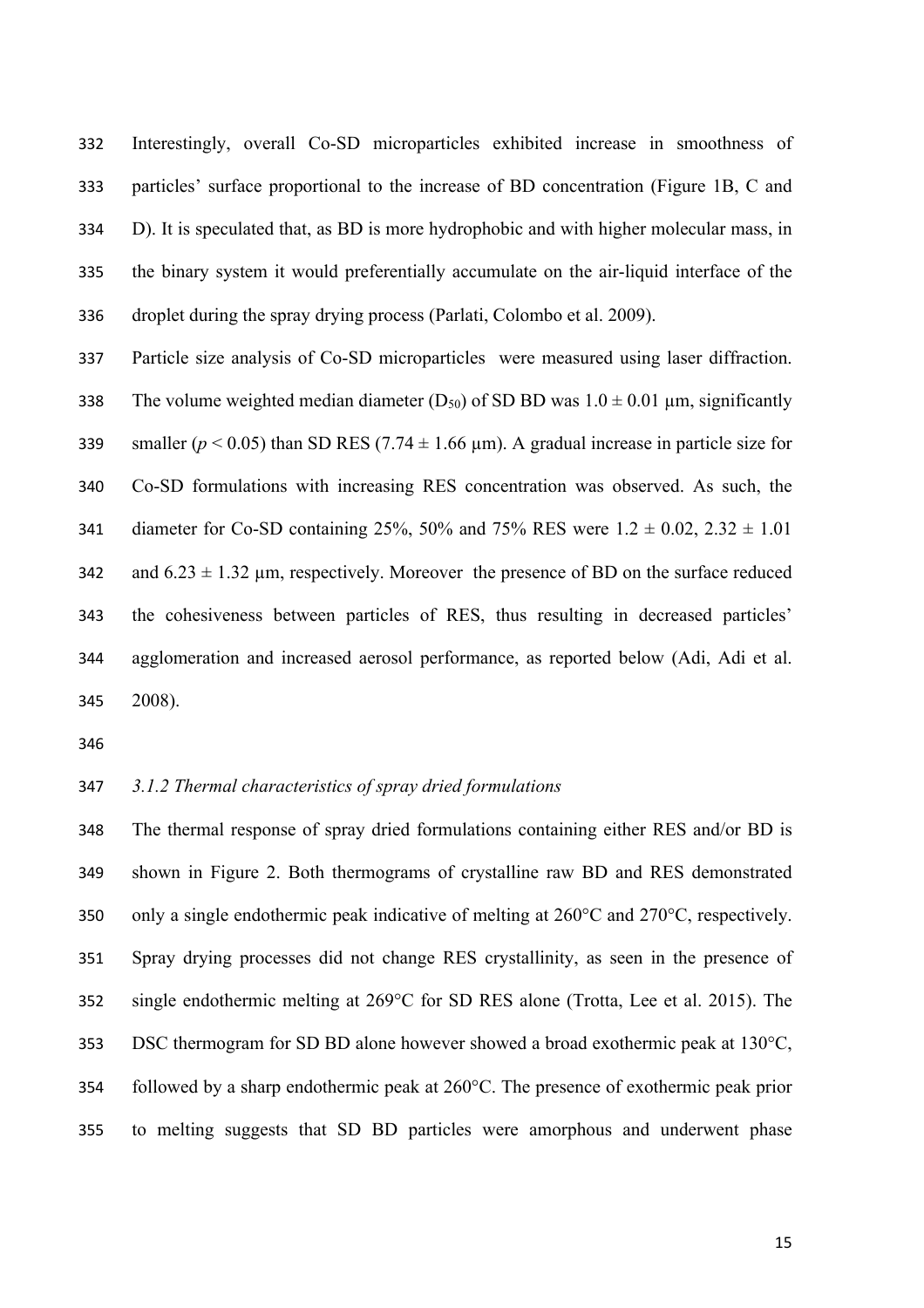Interestingly, overall Co-SD microparticles exhibited increase in smoothness of particles' surface proportional to the increase of BD concentration (Figure 1B, C and D). It is speculated that, as BD is more hydrophobic and with higher molecular mass, in the binary system it would preferentially accumulate on the air-liquid interface of the droplet during the spray drying process (Parlati, Colombo et al. 2009).

Particle size analysis of Co-SD microparticles were measured using laser diffraction. The volume weighted median diameter ($D_{50}$) of SD BD was $1.0 \pm 0.01$ μm, significantly smaller ($p < 0.05$) than SD RES ($7.74 \pm 1.66$ μm). A gradual increase in particle size for Co-SD formulations with increasing RES concentration was observed. As such, the diameter for Co-SD containing 25%, 50% and 75% RES were $1.2 \pm 0.02$, $2.32 \pm 1.01$ and $6.23 \pm 1.32$ μm, respectively. Moreover the presence of BD on the surface reduced the cohesiveness between particles of RES, thus resulting in decreased particles' agglomeration and increased aerosol performance, as reported below (Adi, Adi et al. 2008).

### *3.1.2 Thermal characteristics of spray dried formulations*

The thermal response of spray dried formulations containing either RES and/or BD is shown in Figure 2. Both thermograms of crystalline raw BD and RES demonstrated only a single endothermic peak indicative of melting at 260°C and 270°C, respectively. Spray drying processes did not change RES crystallinity, as seen in the presence of single endothermic melting at 269°C for SD RES alone (Trotta, Lee et al. 2015). The DSC thermogram for SD BD alone however showed a broad exothermic peak at 130°C, followed by a sharp endothermic peak at 260°C. The presence of exothermic peak prior to melting suggests that SD BD particles were amorphous and underwent phase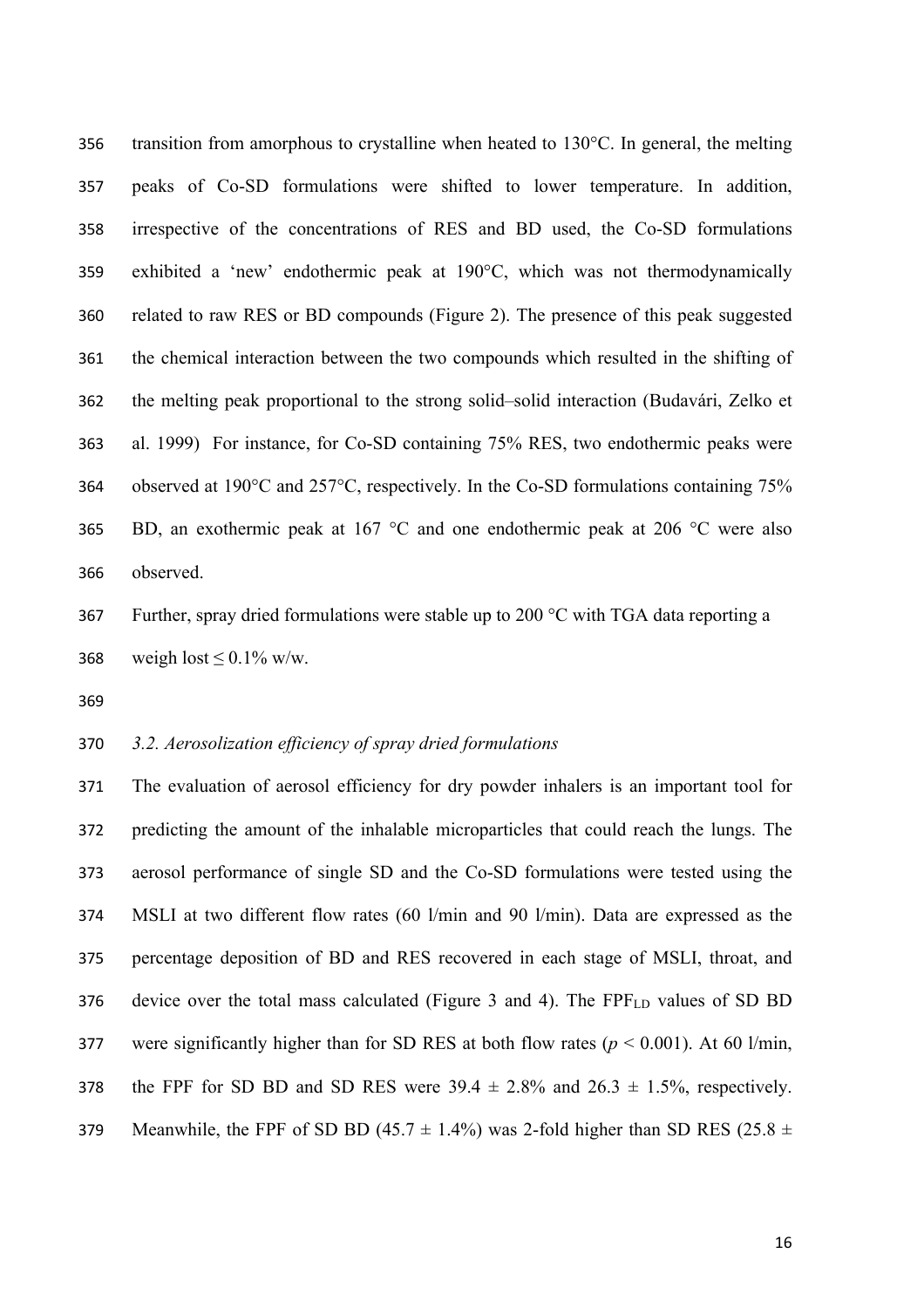transition from amorphous to crystalline when heated to 130°C. In general, the melting peaks of Co-SD formulations were shifted to lower temperature. In addition, irrespective of the concentrations of RES and BD used, the Co-SD formulations exhibited a 'new' endothermic peak at 190°C, which was not thermodynamically related to raw RES or BD compounds (Figure 2). The presence of this peak suggested the chemical interaction between the two compounds which resulted in the shifting of the melting peak proportional to the strong solid–solid interaction (Budavári, Zelko et al. 1999) For instance, for Co-SD containing 75% RES, two endothermic peaks were observed at 190°C and 257°C, respectively. In the Co-SD formulations containing 75% BD, an exothermic peak at 167 °C and one endothermic peak at 206 °C were also observed.

Further, spray dried formulations were stable up to 200 °C with TGA data reporting a weigh lost ≤ 0.1% w/w.

*3.2. Aerosolization efficiency of spray dried formulations*

The evaluation of aerosol efficiency for dry powder inhalers is an important tool for predicting the amount of the inhalable microparticles that could reach the lungs. The aerosol performance of single SD and the Co-SD formulations were tested using the MSLI at two different flow rates (60 l/min and 90 l/min). Data are expressed as the percentage deposition of BD and RES recovered in each stage of MSLI, throat, and device over the total mass calculated (Figure 3 and 4). The $FPF_{LD}$ values of SD BD were significantly higher than for SD RES at both flow rates ($p < 0.001$). At 60 l/min, the FPF for SD BD and SD RES were 39.4 ± 2.8% and 26.3 ± 1.5%, respectively. Meanwhile, the FPF of SD BD (45.7 ± 1.4%) was 2-fold higher than SD RES (25.8 ±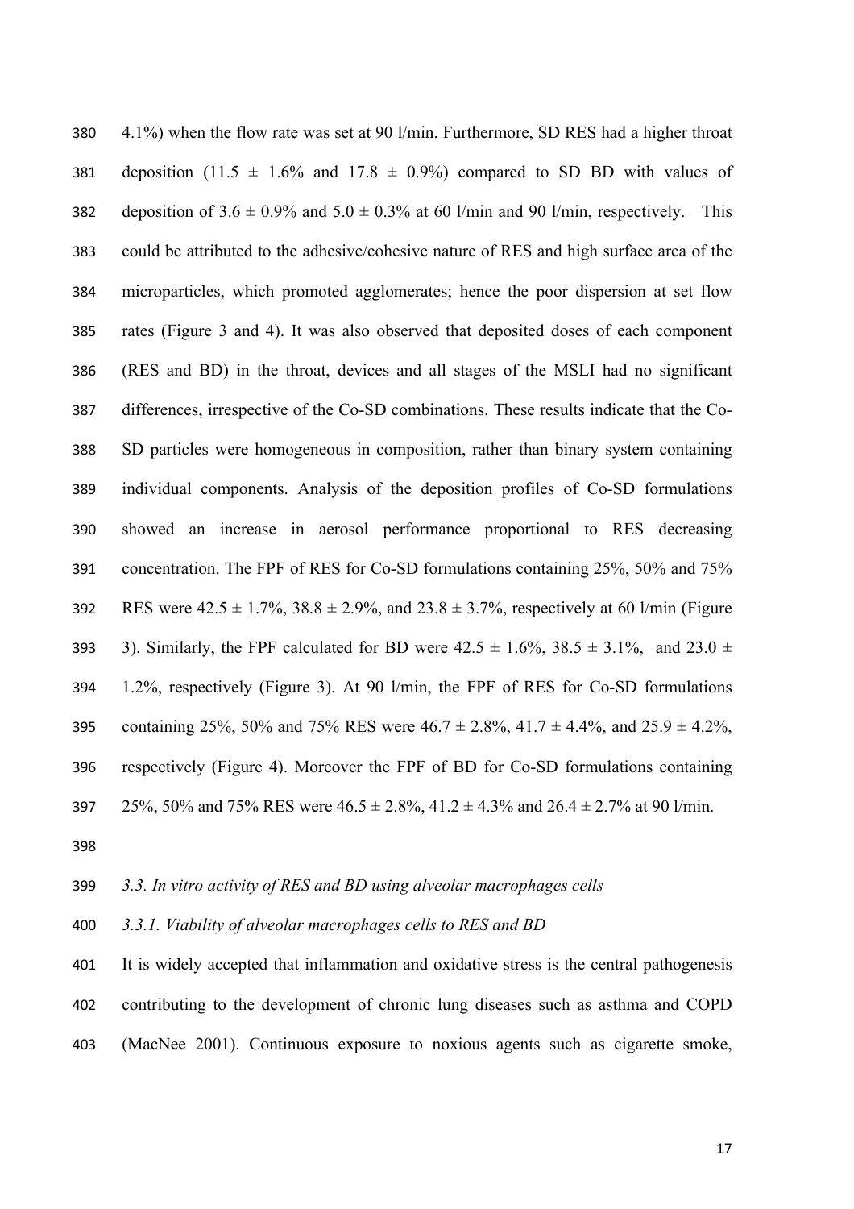4.1%) when the flow rate was set at 90 l/min. Furthermore, SD RES had a higher throat deposition (11.5 ± 1.6% and 17.8 ± 0.9%) compared to SD BD with values of deposition of 3.6 ± 0.9% and 5.0 ± 0.3% at 60 l/min and 90 l/min, respectively. This could be attributed to the adhesive/cohesive nature of RES and high surface area of the microparticles, which promoted agglomerates; hence the poor dispersion at set flow rates (Figure 3 and 4). It was also observed that deposited doses of each component (RES and BD) in the throat, devices and all stages of the MSLI had no significant differences, irrespective of the Co-SD combinations. These results indicate that the Co-SD particles were homogeneous in composition, rather than binary system containing individual components. Analysis of the deposition profiles of Co-SD formulations showed an increase in aerosol performance proportional to RES decreasing concentration. The FPF of RES for Co-SD formulations containing 25%, 50% and 75% RES were 42.5 ± 1.7%, 38.8 ± 2.9%, and 23.8 ± 3.7%, respectively at 60 l/min (Figure 3). Similarly, the FPF calculated for BD were 42.5 ± 1.6%, 38.5 ± 3.1%, and 23.0 ± 1.2%, respectively (Figure 3). At 90 l/min, the FPF of RES for Co-SD formulations containing 25%, 50% and 75% RES were 46.7 ± 2.8%, 41.7 ± 4.4%, and 25.9 ± 4.2%, respectively (Figure 4). Moreover the FPF of BD for Co-SD formulations containing 25%, 50% and 75% RES were 46.5 ± 2.8%, 41.2 ± 4.3% and 26.4 ± 2.7% at 90 l/min.

### *3.3. In vitro activity of RES and BD using alveolar macrophages cells*

#### *3.3.1. Viability of alveolar macrophages cells to RES and BD*

It is widely accepted that inflammation and oxidative stress is the central pathogenesis contributing to the development of chronic lung diseases such as asthma and COPD (MacNee 2001). Continuous exposure to noxious agents such as cigarette smoke,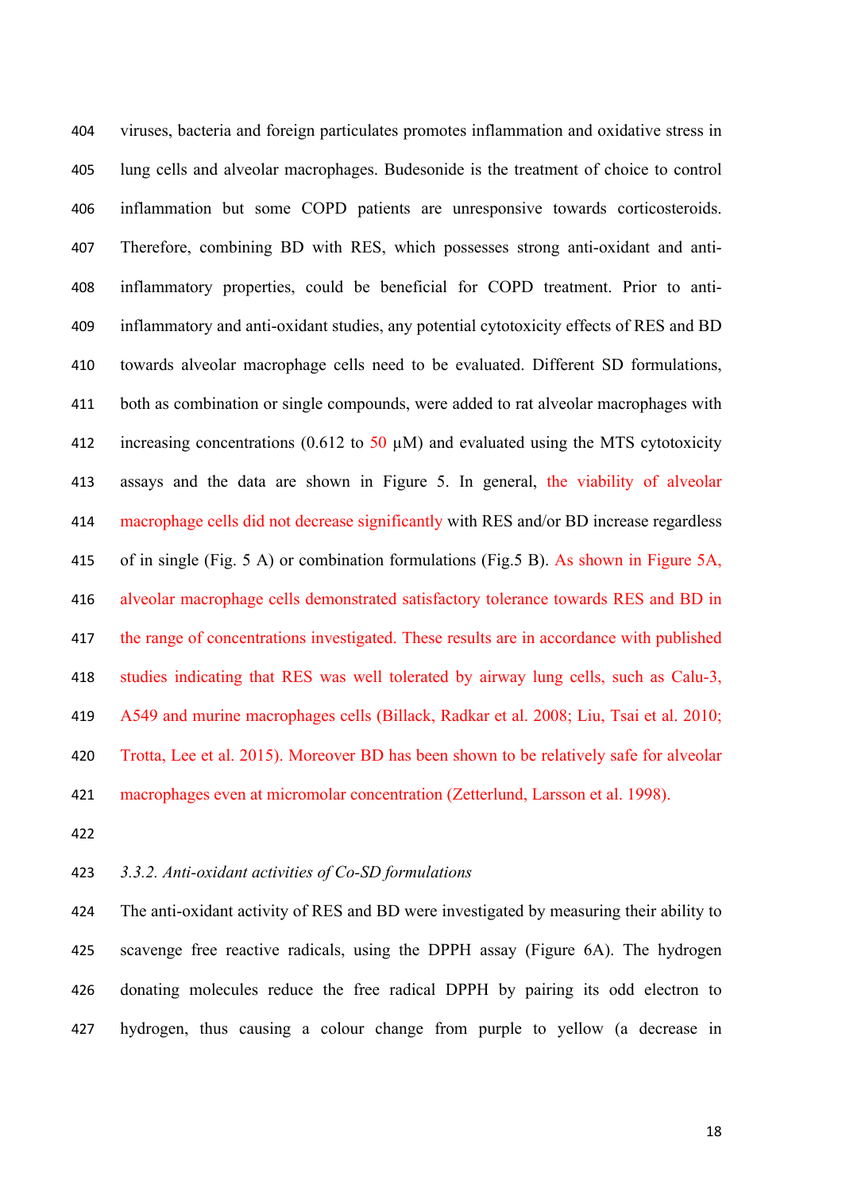viruses, bacteria and foreign particulates promotes inflammation and oxidative stress in lung cells and alveolar macrophages. Budesonide is the treatment of choice to control inflammation but some COPD patients are unresponsive towards corticosteroids. Therefore, combining BD with RES, which possesses strong anti-oxidant and anti-inflammatory properties, could be beneficial for COPD treatment. Prior to anti-inflammatory and anti-oxidant studies, any potential cytotoxicity effects of RES and BD towards alveolar macrophage cells need to be evaluated. Different SD formulations, both as combination or single compounds, were added to rat alveolar macrophages with increasing concentrations (0.612 to 50 μM) and evaluated using the MTS cytotoxicity assays and the data are shown in Figure 5. In general, the viability of alveolar macrophage cells did not decrease significantly with RES and/or BD increase regardless of in single (Fig. 5 A) or combination formulations (Fig.5 B). As shown in Figure 5A, alveolar macrophage cells demonstrated satisfactory tolerance towards RES and BD in the range of concentrations investigated. These results are in accordance with published studies indicating that RES was well tolerated by airway lung cells, such as Calu-3, A549 and murine macrophages cells (Billack, Radkar et al. 2008; Liu, Tsai et al. 2010; Trotta, Lee et al. 2015). Moreover BD has been shown to be relatively safe for alveolar macrophages even at micromolar concentration (Zetterlund, Larsson et al. 1998).

*3.3.2. Anti-oxidant activities of Co-SD formulations*

The anti-oxidant activity of RES and BD were investigated by measuring their ability to scavenge free reactive radicals, using the DPPH assay (Figure 6A). The hydrogen donating molecules reduce the free radical DPPH by pairing its odd electron to hydrogen, thus causing a colour change from purple to yellow (a decrease in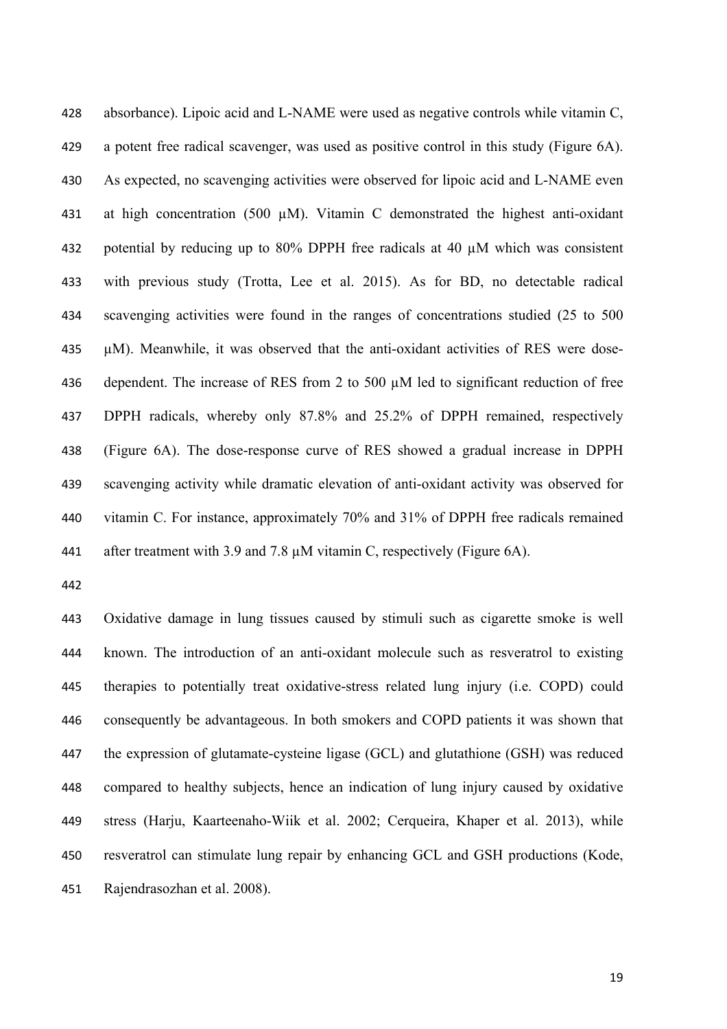absorbance). Lipoic acid and L-NAME were used as negative controls while vitamin C, a potent free radical scavenger, was used as positive control in this study (Figure 6A). As expected, no scavenging activities were observed for lipoic acid and L-NAME even at high concentration (500 µM). Vitamin C demonstrated the highest anti-oxidant potential by reducing up to 80% DPPH free radicals at 40 µM which was consistent with previous study (Trotta, Lee et al. 2015). As for BD, no detectable radical scavenging activities were found in the ranges of concentrations studied (25 to 500 µM). Meanwhile, it was observed that the anti-oxidant activities of RES were dose-dependent. The increase of RES from 2 to 500 µM led to significant reduction of free DPPH radicals, whereby only 87.8% and 25.2% of DPPH remained, respectively (Figure 6A). The dose-response curve of RES showed a gradual increase in DPPH scavenging activity while dramatic elevation of anti-oxidant activity was observed for vitamin C. For instance, approximately 70% and 31% of DPPH free radicals remained after treatment with 3.9 and 7.8 µM vitamin C, respectively (Figure 6A).

Oxidative damage in lung tissues caused by stimuli such as cigarette smoke is well known. The introduction of an anti-oxidant molecule such as resveratrol to existing therapies to potentially treat oxidative-stress related lung injury (i.e. COPD) could consequently be advantageous. In both smokers and COPD patients it was shown that the expression of glutamate-cysteine ligase (GCL) and glutathione (GSH) was reduced compared to healthy subjects, hence an indication of lung injury caused by oxidative stress (Harju, Kaarteenaho-Wiik et al. 2002; Cerqueira, Khaper et al. 2013), while resveratrol can stimulate lung repair by enhancing GCL and GSH productions (Kode, Rajendrasozhan et al. 2008).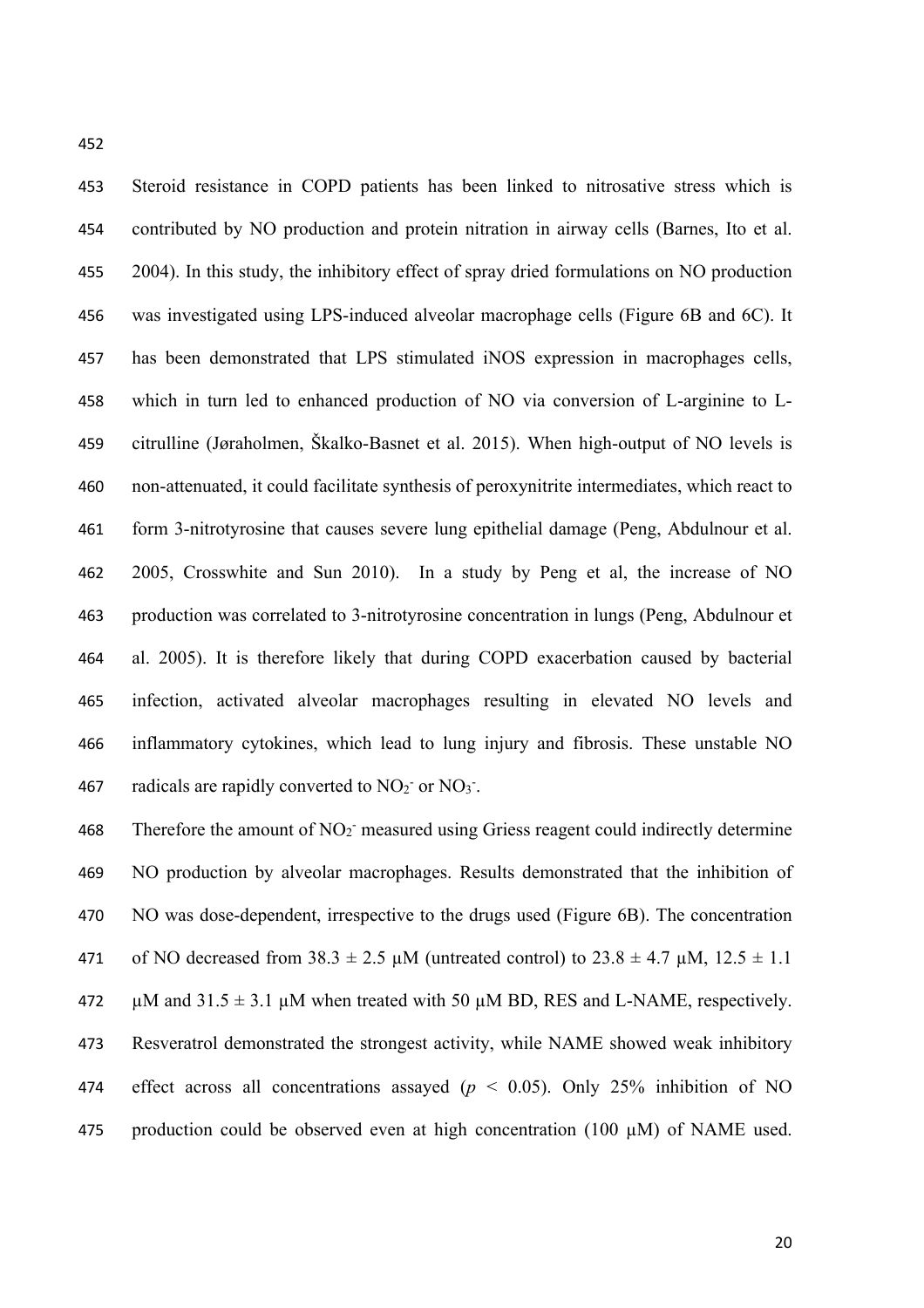Steroid resistance in COPD patients has been linked to nitrosative stress which is contributed by NO production and protein nitration in airway cells (Barnes, Ito et al. 2004). In this study, the inhibitory effect of spray dried formulations on NO production was investigated using LPS-induced alveolar macrophage cells (Figure 6B and 6C). It has been demonstrated that LPS stimulated iNOS expression in macrophages cells, which in turn led to enhanced production of NO via conversion of L-arginine to L-citrulline (Jøraholmen, Škalko-Basnet et al. 2015). When high-output of NO levels is non-attenuated, it could facilitate synthesis of peroxynitrite intermediates, which react to form 3-nitrotyrosine that causes severe lung epithelial damage (Peng, Abdulnour et al. 2005, Crosswhite and Sun 2010). In a study by Peng et al, the increase of NO production was correlated to 3-nitrotyrosine concentration in lungs (Peng, Abdulnour et al. 2005). It is therefore likely that during COPD exacerbation caused by bacterial infection, activated alveolar macrophages resulting in elevated NO levels and inflammatory cytokines, which lead to lung injury and fibrosis. These unstable NO radicals are rapidly converted to $NO_2^-$ or $NO_3^-$.

Therefore the amount of $NO_2^-$ measured using Griess reagent could indirectly determine NO production by alveolar macrophages. Results demonstrated that the inhibition of NO was dose-dependent, irrespective to the drugs used (Figure 6B). The concentration of NO decreased from 38.3 ± 2.5 µM (untreated control) to 23.8 ± 4.7 µM, 12.5 ± 1.1 µM and 31.5 ± 3.1 µM when treated with 50 µM BD, RES and L-NAME, respectively. Resveratrol demonstrated the strongest activity, while NAME showed weak inhibitory effect across all concentrations assayed ($p < 0.05$). Only 25% inhibition of NO production could be observed even at high concentration (100 µM) of NAME used.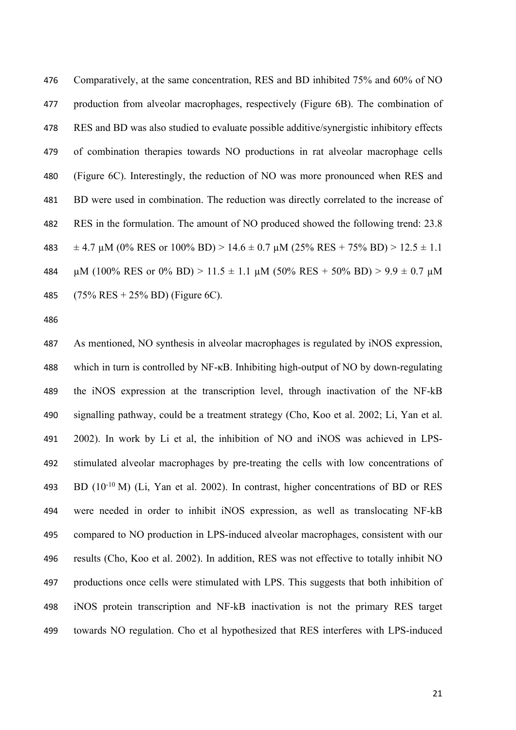Comparatively, at the same concentration, RES and BD inhibited 75% and 60% of NO production from alveolar macrophages, respectively (Figure 6B). The combination of RES and BD was also studied to evaluate possible additive/synergistic inhibitory effects of combination therapies towards NO productions in rat alveolar macrophage cells (Figure 6C). Interestingly, the reduction of NO was more pronounced when RES and BD were used in combination. The reduction was directly correlated to the increase of RES in the formulation. The amount of NO produced showed the following trend: 23.8 ± 4.7 μM (0% RES or 100% BD) > 14.6 ± 0.7 μM (25% RES + 75% BD) > 12.5 ± 1.1 μM (100% RES or 0% BD) > 11.5 ± 1.1 μM (50% RES + 50% BD) > 9.9 ± 0.7 μM (75% RES + 25% BD) (Figure 6C).

As mentioned, NO synthesis in alveolar macrophages is regulated by iNOS expression, which in turn is controlled by NF-κB. Inhibiting high-output of NO by down-regulating the iNOS expression at the transcription level, through inactivation of the NF-kB signalling pathway, could be a treatment strategy (Cho, Koo et al. 2002; Li, Yan et al. 2002). In work by Li et al, the inhibition of NO and iNOS was achieved in LPS-stimulated alveolar macrophages by pre-treating the cells with low concentrations of BD ($10^{-10}$ M) (Li, Yan et al. 2002). In contrast, higher concentrations of BD or RES were needed in order to inhibit iNOS expression, as well as translocating NF-kB compared to NO production in LPS-induced alveolar macrophages, consistent with our results (Cho, Koo et al. 2002). In addition, RES was not effective to totally inhibit NO productions once cells were stimulated with LPS. This suggests that both inhibition of iNOS protein transcription and NF-kB inactivation is not the primary RES target towards NO regulation. Cho et al hypothesized that RES interferes with LPS-induced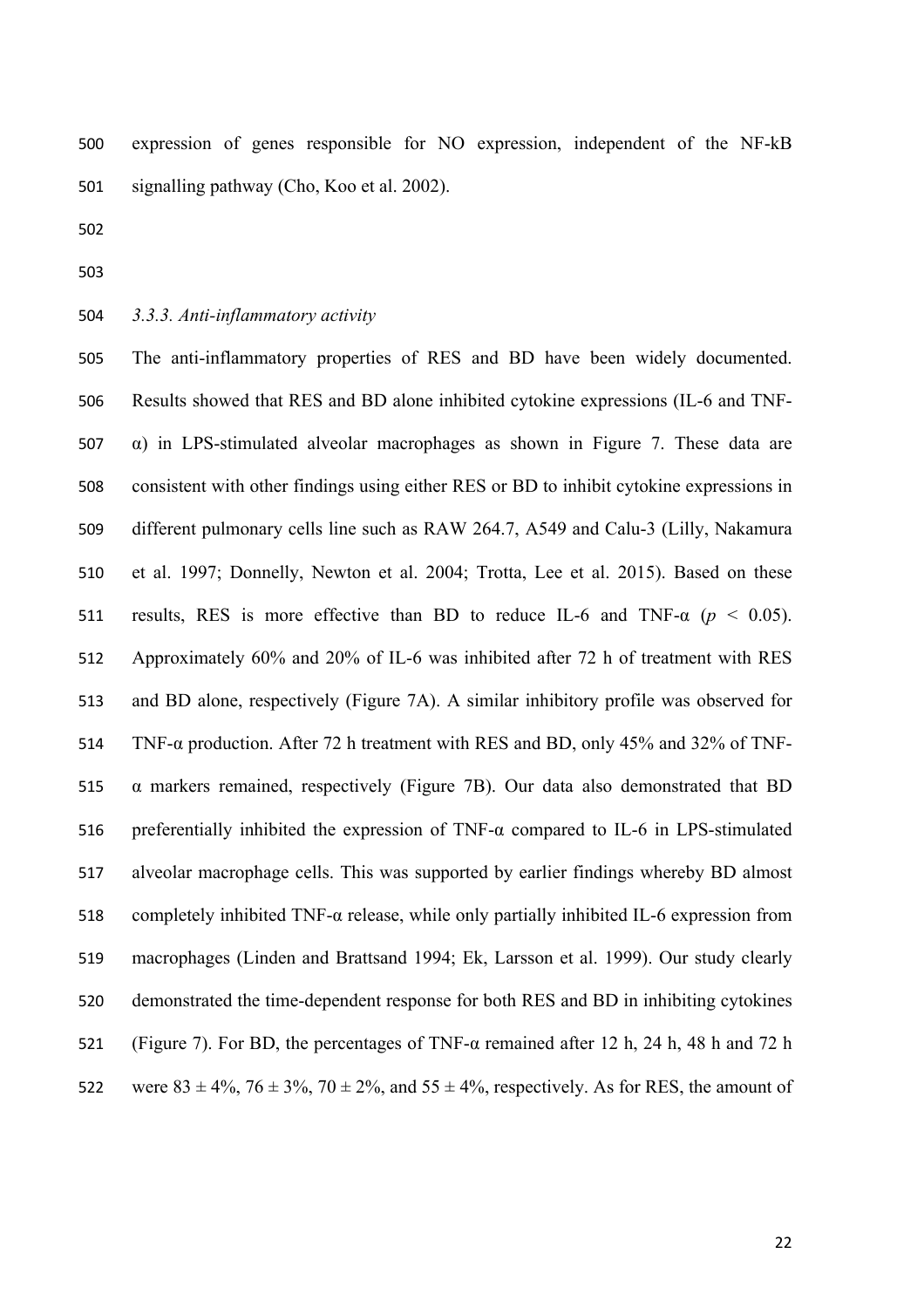expression of genes responsible for NO expression, independent of the NF-kB signalling pathway (Cho, Koo et al. 2002).

### *3.3.3. Anti-inflammatory activity*

The anti-inflammatory properties of RES and BD have been widely documented. Results showed that RES and BD alone inhibited cytokine expressions (IL-6 and TNF-α) in LPS-stimulated alveolar macrophages as shown in Figure 7. These data are consistent with other findings using either RES or BD to inhibit cytokine expressions in different pulmonary cells line such as RAW 264.7, A549 and Calu-3 (Lilly, Nakamura et al. 1997; Donnelly, Newton et al. 2004; Trotta, Lee et al. 2015). Based on these results, RES is more effective than BD to reduce IL-6 and TNF-α ($p < 0.05$). Approximately 60% and 20% of IL-6 was inhibited after 72 h of treatment with RES and BD alone, respectively (Figure 7A). A similar inhibitory profile was observed for TNF-α production. After 72 h treatment with RES and BD, only 45% and 32% of TNF-α markers remained, respectively (Figure 7B). Our data also demonstrated that BD preferentially inhibited the expression of TNF-α compared to IL-6 in LPS-stimulated alveolar macrophage cells. This was supported by earlier findings whereby BD almost completely inhibited TNF-α release, while only partially inhibited IL-6 expression from macrophages (Linden and Brattsand 1994; Ek, Larsson et al. 1999). Our study clearly demonstrated the time-dependent response for both RES and BD in inhibiting cytokines (Figure 7). For BD, the percentages of TNF-α remained after 12 h, 24 h, 48 h and 72 h were 83 ± 4%, 76 ± 3%, 70 ± 2%, and 55 ± 4%, respectively. As for RES, the amount of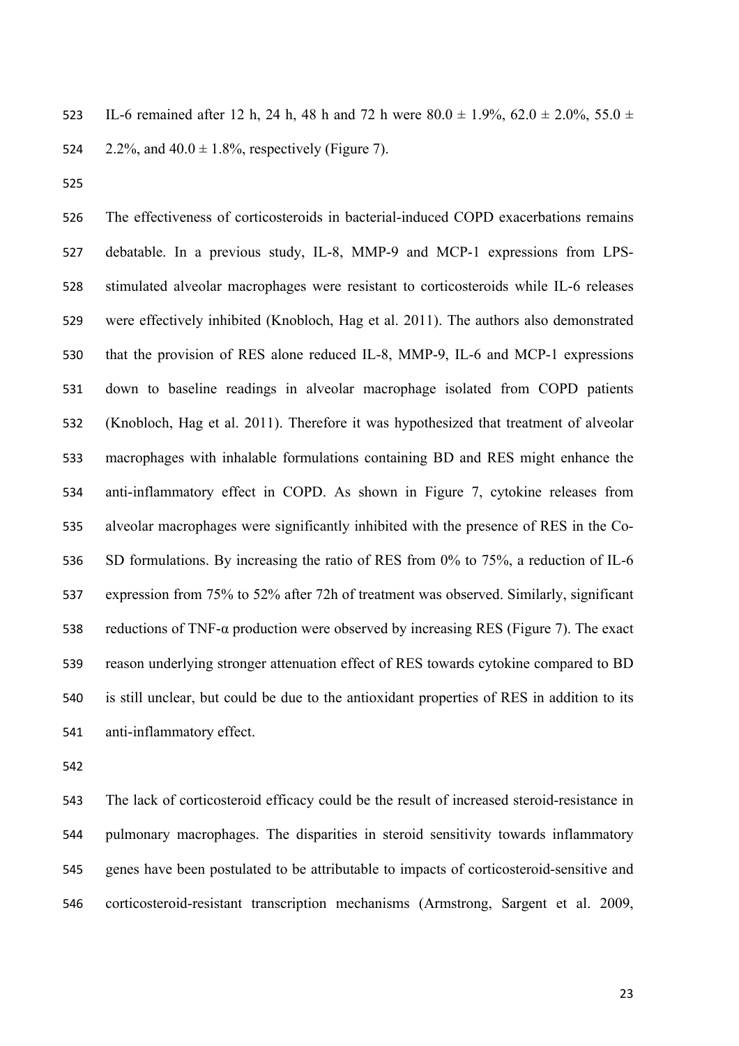IL-6 remained after 12 h, 24 h, 48 h and 72 h were 80.0 ± 1.9%, 62.0 ± 2.0%, 55.0 ± 2.2%, and 40.0 ± 1.8%, respectively (Figure 7).

The effectiveness of corticosteroids in bacterial-induced COPD exacerbations remains debatable. In a previous study, IL-8, MMP-9 and MCP-1 expressions from LPS-stimulated alveolar macrophages were resistant to corticosteroids while IL-6 releases were effectively inhibited (Knobloch, Hag et al. 2011). The authors also demonstrated that the provision of RES alone reduced IL-8, MMP-9, IL-6 and MCP-1 expressions down to baseline readings in alveolar macrophage isolated from COPD patients (Knobloch, Hag et al. 2011). Therefore it was hypothesized that treatment of alveolar macrophages with inhalable formulations containing BD and RES might enhance the anti-inflammatory effect in COPD. As shown in Figure 7, cytokine releases from alveolar macrophages were significantly inhibited with the presence of RES in the Co-SD formulations. By increasing the ratio of RES from 0% to 75%, a reduction of IL-6 expression from 75% to 52% after 72h of treatment was observed. Similarly, significant reductions of TNF-α production were observed by increasing RES (Figure 7). The exact reason underlying stronger attenuation effect of RES towards cytokine compared to BD is still unclear, but could be due to the antioxidant properties of RES in addition to its anti-inflammatory effect.

The lack of corticosteroid efficacy could be the result of increased steroid-resistance in pulmonary macrophages. The disparities in steroid sensitivity towards inflammatory genes have been postulated to be attributable to impacts of corticosteroid-sensitive and corticosteroid-resistant transcription mechanisms (Armstrong, Sargent et al. 2009,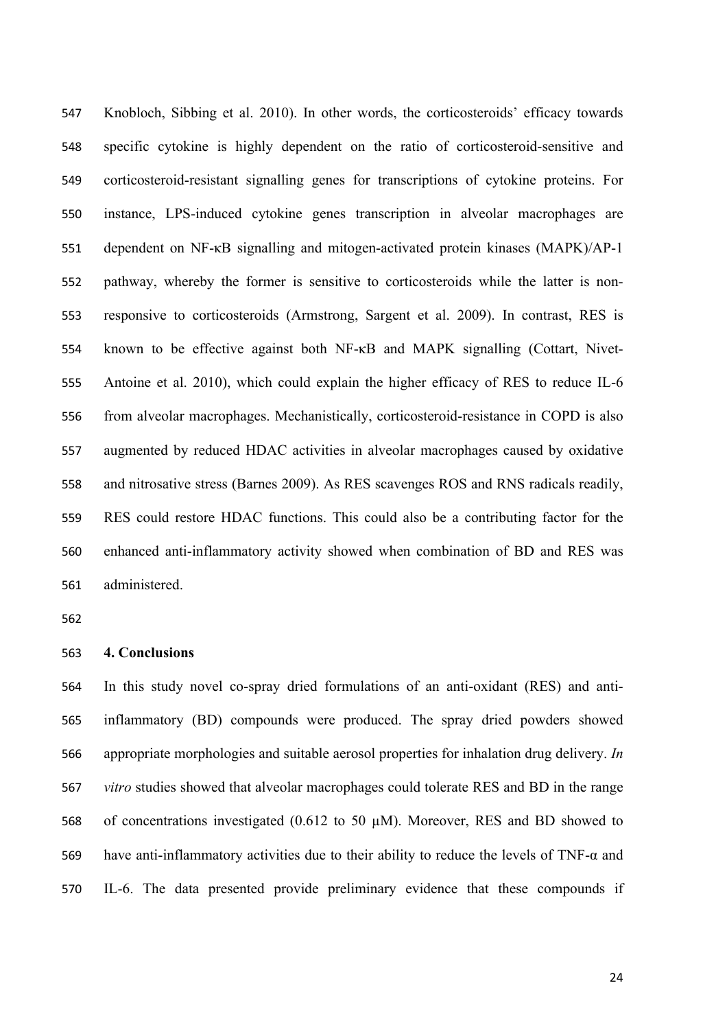Knobloch, Sibbing et al. 2010). In other words, the corticosteroids' efficacy towards specific cytokine is highly dependent on the ratio of corticosteroid-sensitive and corticosteroid-resistant signalling genes for transcriptions of cytokine proteins. For instance, LPS-induced cytokine genes transcription in alveolar macrophages are dependent on NF-κB signalling and mitogen-activated protein kinases (MAPK)/AP-1 pathway, whereby the former is sensitive to corticosteroids while the latter is non-responsive to corticosteroids (Armstrong, Sargent et al. 2009). In contrast, RES is known to be effective against both NF-κB and MAPK signalling (Cottart, Nivet-Antoine et al. 2010), which could explain the higher efficacy of RES to reduce IL-6 from alveolar macrophages. Mechanistically, corticosteroid-resistance in COPD is also augmented by reduced HDAC activities in alveolar macrophages caused by oxidative and nitrosative stress (Barnes 2009). As RES scavenges ROS and RNS radicals readily, RES could restore HDAC functions. This could also be a contributing factor for the enhanced anti-inflammatory activity showed when combination of BD and RES was administered.

## 4. Conclusions

In this study novel co-spray dried formulations of an anti-oxidant (RES) and anti-inflammatory (BD) compounds were produced. The spray dried powders showed appropriate morphologies and suitable aerosol properties for inhalation drug delivery. *In vitro* studies showed that alveolar macrophages could tolerate RES and BD in the range of concentrations investigated (0.612 to 50 μM). Moreover, RES and BD showed to have anti-inflammatory activities due to their ability to reduce the levels of TNF-α and IL-6. The data presented provide preliminary evidence that these compounds if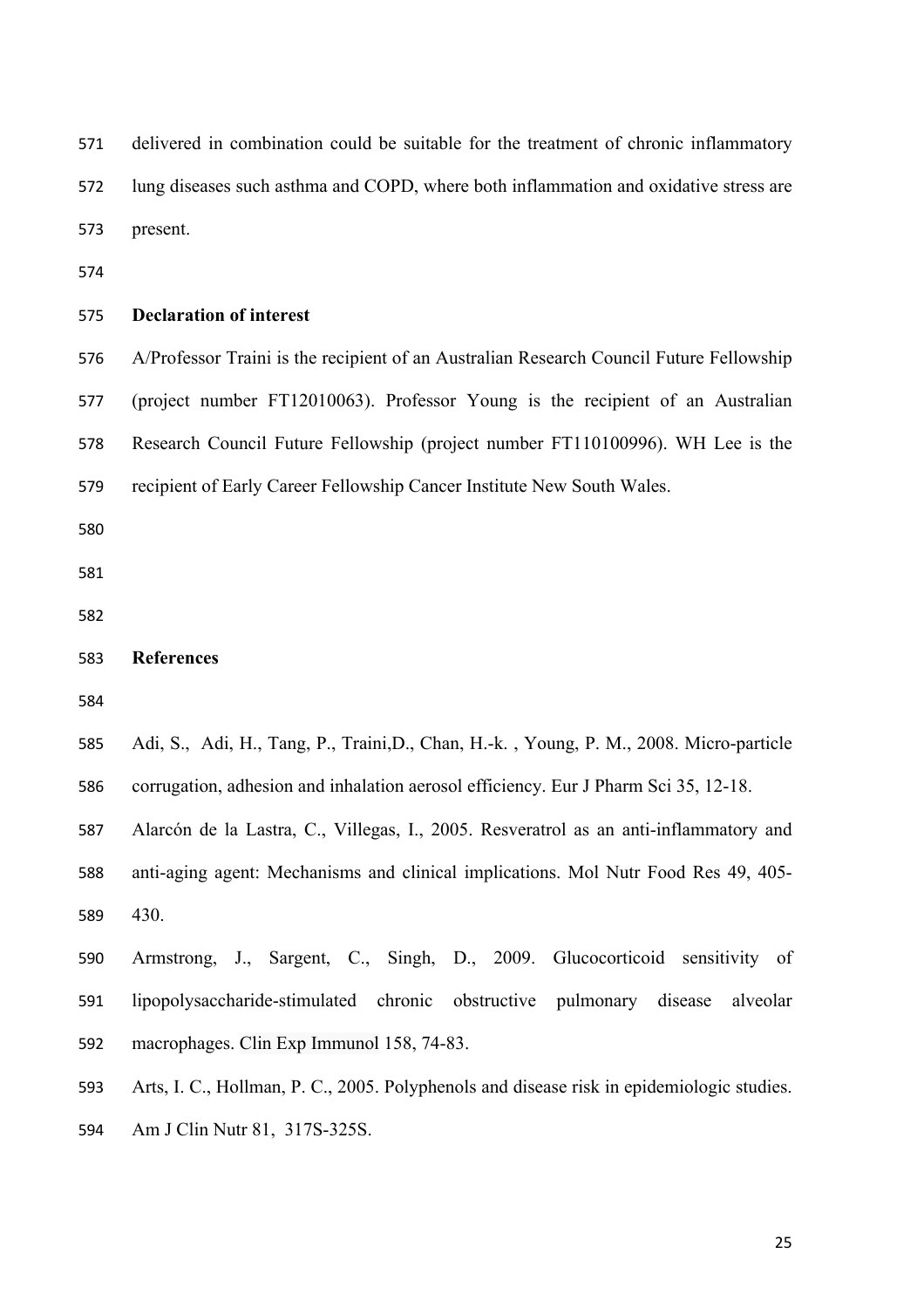delivered in combination could be suitable for the treatment of chronic inflammatory lung diseases such asthma and COPD, where both inflammation and oxidative stress are present.

## Declaration of interest

A/Professor Traini is the recipient of an Australian Research Council Future Fellowship (project number FT12010063). Professor Young is the recipient of an Australian Research Council Future Fellowship (project number FT110100996). WH Lee is the recipient of Early Career Fellowship Cancer Institute New South Wales.

## References

Adi, S., Adi, H., Tang, P., Traini,D., Chan, H.-k. , Young, P. M., 2008. Micro-particle corrugation, adhesion and inhalation aerosol efficiency. Eur J Pharm Sci 35, 12-18.

Alarcón de la Lastra, C., Villegas, I., 2005. Resveratrol as an anti-inflammatory and anti-aging agent: Mechanisms and clinical implications. Mol Nutr Food Res 49, 405-430.

Armstrong, J., Sargent, C., Singh, D., 2009. Glucocorticoid sensitivity of lipopolysaccharide-stimulated chronic obstructive pulmonary disease alveolar macrophages. Clin Exp Immunol 158, 74-83.

Arts, I. C., Hollman, P. C., 2005. Polyphenols and disease risk in epidemiologic studies. Am J Clin Nutr 81, 317S-325S.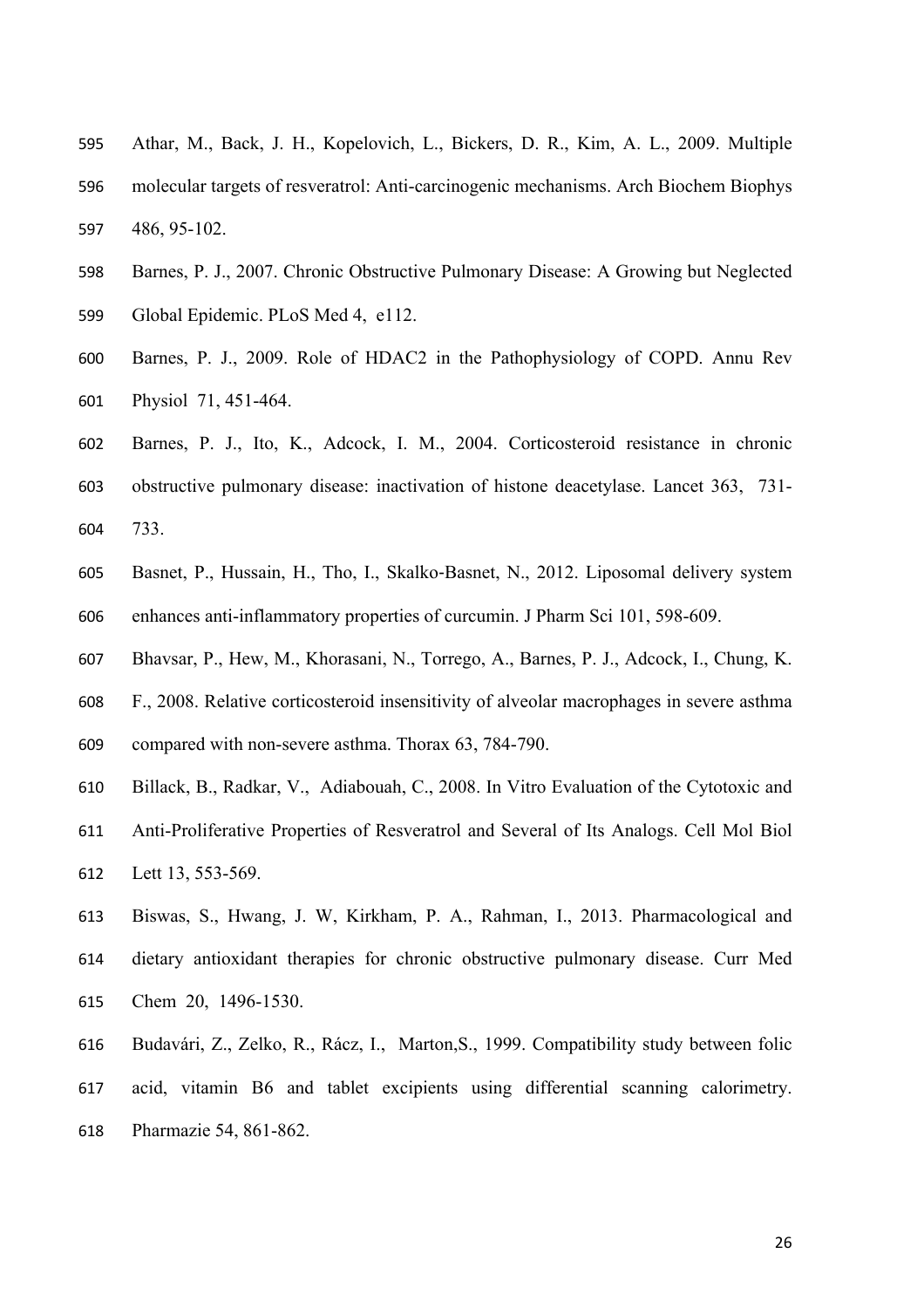Athar, M., Back, J. H., Kopelovich, L., Bickers, D. R., Kim, A. L., 2009. Multiple molecular targets of resveratrol: Anti-carcinogenic mechanisms. Arch Biochem Biophys 486, 95-102.

Barnes, P. J., 2007. Chronic Obstructive Pulmonary Disease: A Growing but Neglected Global Epidemic. PLoS Med 4, e112.

Barnes, P. J., 2009. Role of HDAC2 in the Pathophysiology of COPD. Annu Rev Physiol 71, 451-464.

Barnes, P. J., Ito, K., Adcock, I. M., 2004. Corticosteroid resistance in chronic obstructive pulmonary disease: inactivation of histone deacetylase. Lancet 363, 731-733.

Basnet, P., Hussain, H., Tho, I., Skalko-Basnet, N., 2012. Liposomal delivery system enhances anti-inflammatory properties of curcumin. J Pharm Sci 101, 598-609.

Bhavsar, P., Hew, M., Khorasani, N., Torrego, A., Barnes, P. J., Adcock, I., Chung, K. F., 2008. Relative corticosteroid insensitivity of alveolar macrophages in severe asthma compared with non-severe asthma. Thorax 63, 784-790.

Billack, B., Radkar, V., Adiabouah, C., 2008. In Vitro Evaluation of the Cytotoxic and Anti-Proliferative Properties of Resveratrol and Several of Its Analogs. Cell Mol Biol Lett 13, 553-569.

Biswas, S., Hwang, J. W, Kirkham, P. A., Rahman, I., 2013. Pharmacological and dietary antioxidant therapies for chronic obstructive pulmonary disease. Curr Med Chem 20, 1496-1530.

Budavári, Z., Zelko, R., Rácz, I., Marton,S., 1999. Compatibility study between folic acid, vitamin B6 and tablet excipients using differential scanning calorimetry. Pharmazie 54, 861-862.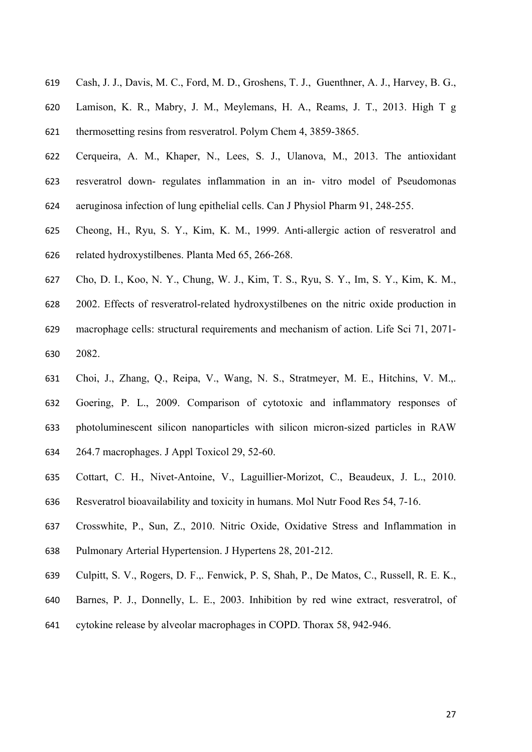Cash, J. J., Davis, M. C., Ford, M. D., Groshens, T. J., Guenthner, A. J., Harvey, B. G., Lamison, K. R., Mabry, J. M., Meylemans, H. A., Reams, J. T., 2013. High T g thermosetting resins from resveratrol. Polym Chem 4, 3859-3865.

Cerqueira, A. M., Khaper, N., Lees, S. J., Ulanova, M., 2013. The antioxidant resveratrol down- regulates inflammation in an in- vitro model of Pseudomonas aeruginosa infection of lung epithelial cells. Can J Physiol Pharm 91, 248-255.

Cheong, H., Ryu, S. Y., Kim, K. M., 1999. Anti-allergic action of resveratrol and related hydroxystilbenes. Planta Med 65, 266-268.

Cho, D. I., Koo, N. Y., Chung, W. J., Kim, T. S., Ryu, S. Y., Im, S. Y., Kim, K. M., 2002. Effects of resveratrol-related hydroxystilbenes on the nitric oxide production in macrophage cells: structural requirements and mechanism of action. Life Sci 71, 2071-2082.

Choi, J., Zhang, Q., Reipa, V., Wang, N. S., Stratmeyer, M. E., Hitchins, V. M.,. Goering, P. L., 2009. Comparison of cytotoxic and inflammatory responses of photoluminescent silicon nanoparticles with silicon micron-sized particles in RAW 264.7 macrophages. J Appl Toxicol 29, 52-60.

Cottart, C. H., Nivet-Antoine, V., Laguillier-Morizot, C., Beaudeux, J. L., 2010. Resveratrol bioavailability and toxicity in humans. Mol Nutr Food Res 54, 7-16.

Crosswhite, P., Sun, Z., 2010. Nitric Oxide, Oxidative Stress and Inflammation in Pulmonary Arterial Hypertension. J Hypertens 28, 201-212.

Culpitt, S. V., Rogers, D. F.,. Fenwick, P. S, Shah, P., De Matos, C., Russell, R. E. K., Barnes, P. J., Donnelly, L. E., 2003. Inhibition by red wine extract, resveratrol, of cytokine release by alveolar macrophages in COPD. Thorax 58, 942-946.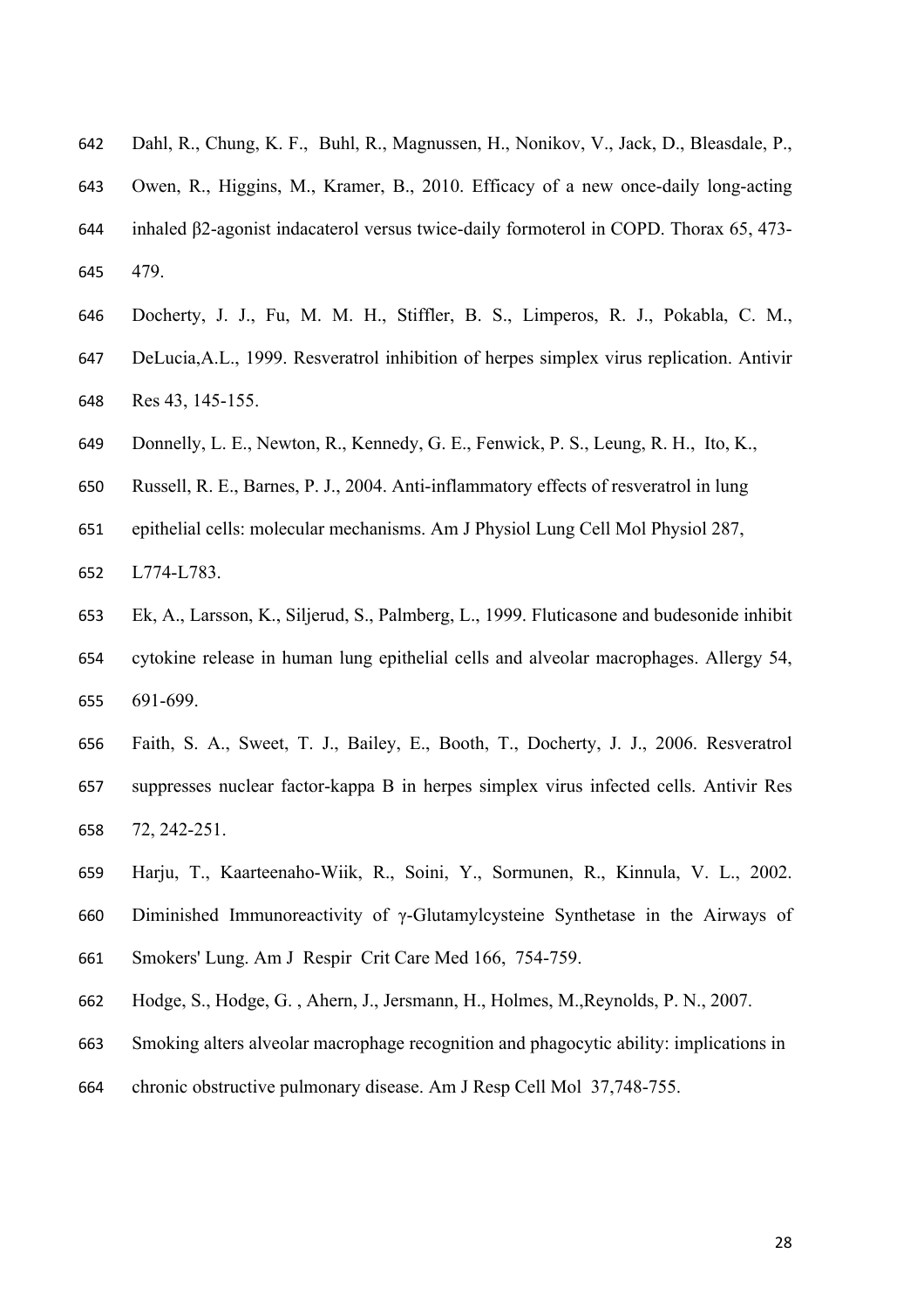Dahl, R., Chung, K. F., Buhl, R., Magnussen, H., Nonikov, V., Jack, D., Bleasdale, P., Owen, R., Higgins, M., Kramer, B., 2010. Efficacy of a new once-daily long-acting inhaled β2-agonist indacaterol versus twice-daily formoterol in COPD. Thorax 65, 473-479.

Docherty, J. J., Fu, M. M. H., Stiffler, B. S., Limperos, R. J., Pokabla, C. M., DeLucia,A.L., 1999. Resveratrol inhibition of herpes simplex virus replication. Antivir Res 43, 145-155.

Donnelly, L. E., Newton, R., Kennedy, G. E., Fenwick, P. S., Leung, R. H., Ito, K., Russell, R. E., Barnes, P. J., 2004. Anti-inflammatory effects of resveratrol in lung epithelial cells: molecular mechanisms. Am J Physiol Lung Cell Mol Physiol 287, L774-L783.

Ek, A., Larsson, K., Siljerud, S., Palmberg, L., 1999. Fluticasone and budesonide inhibit cytokine release in human lung epithelial cells and alveolar macrophages. Allergy 54, 691-699.

Faith, S. A., Sweet, T. J., Bailey, E., Booth, T., Docherty, J. J., 2006. Resveratrol suppresses nuclear factor-kappa B in herpes simplex virus infected cells. Antivir Res 72, 242-251.

Harju, T., Kaarteenaho-Wiik, R., Soini, Y., Sormunen, R., Kinnula, V. L., 2002. Diminished Immunoreactivity of γ-Glutamylcysteine Synthetase in the Airways of Smokers' Lung. Am J Respir Crit Care Med 166, 754-759.

Hodge, S., Hodge, G. , Ahern, J., Jersmann, H., Holmes, M.,Reynolds, P. N., 2007. Smoking alters alveolar macrophage recognition and phagocytic ability: implications in chronic obstructive pulmonary disease. Am J Resp Cell Mol 37,748-755.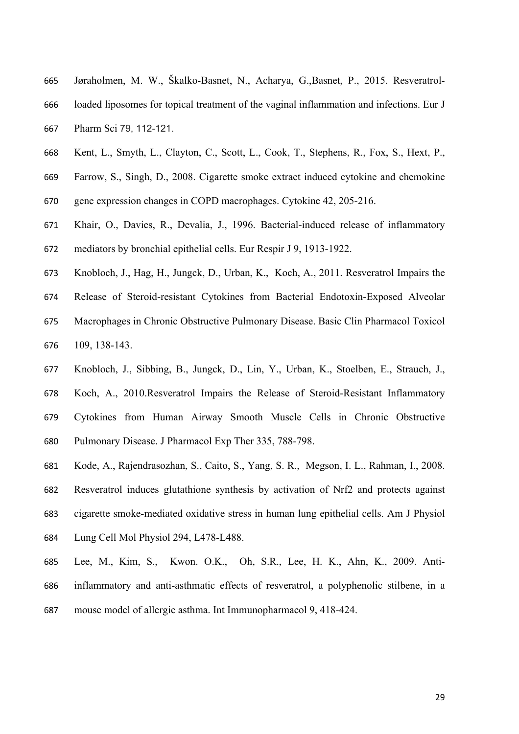Jøraholmen, M. W., Škalko-Basnet, N., Acharya, G.,Basnet, P., 2015. Resveratrol-loaded liposomes for topical treatment of the vaginal inflammation and infections. Eur J Pharm Sci 79, 112-121.

Kent, L., Smyth, L., Clayton, C., Scott, L., Cook, T., Stephens, R., Fox, S., Hext, P., Farrow, S., Singh, D., 2008. Cigarette smoke extract induced cytokine and chemokine gene expression changes in COPD macrophages. Cytokine 42, 205-216.

Khair, O., Davies, R., Devalia, J., 1996. Bacterial-induced release of inflammatory mediators by bronchial epithelial cells. Eur Respir J 9, 1913-1922.

Knobloch, J., Hag, H., Jungck, D., Urban, K., Koch, A., 2011. Resveratrol Impairs the Release of Steroid-resistant Cytokines from Bacterial Endotoxin-Exposed Alveolar Macrophages in Chronic Obstructive Pulmonary Disease. Basic Clin Pharmacol Toxicol 109, 138-143.

Knobloch, J., Sibbing, B., Jungck, D., Lin, Y., Urban, K., Stoelben, E., Strauch, J., Koch, A., 2010.Resveratrol Impairs the Release of Steroid-Resistant Inflammatory Cytokines from Human Airway Smooth Muscle Cells in Chronic Obstructive Pulmonary Disease. J Pharmacol Exp Ther 335, 788-798.

Kode, A., Rajendrasozhan, S., Caito, S., Yang, S. R., Megson, I. L., Rahman, I., 2008. Resveratrol induces glutathione synthesis by activation of Nrf2 and protects against cigarette smoke-mediated oxidative stress in human lung epithelial cells. Am J Physiol Lung Cell Mol Physiol 294, L478-L488.

Lee, M., Kim, S., Kwon. O.K., Oh, S.R., Lee, H. K., Ahn, K., 2009. Anti-inflammatory and anti-asthmatic effects of resveratrol, a polyphenolic stilbene, in a mouse model of allergic asthma. Int Immunopharmacol 9, 418-424.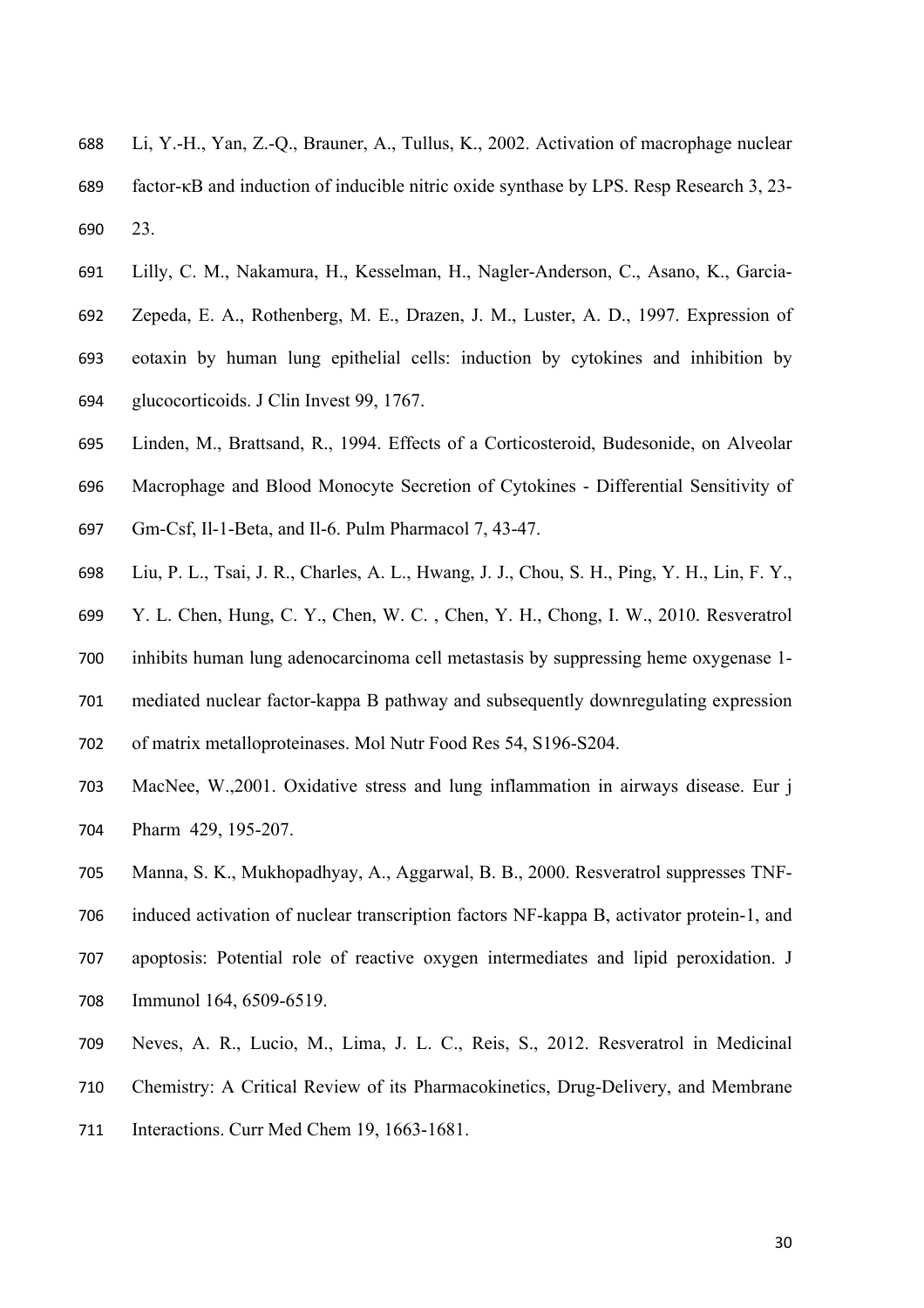Li, Y.-H., Yan, Z.-Q., Brauner, A., Tullus, K., 2002. Activation of macrophage nuclear factor-κB and induction of inducible nitric oxide synthase by LPS. Resp Research 3, 23-23.

Lilly, C. M., Nakamura, H., Kesselman, H., Nagler-Anderson, C., Asano, K., Garcia-Zepeda, E. A., Rothenberg, M. E., Drazen, J. M., Luster, A. D., 1997. Expression of eotaxin by human lung epithelial cells: induction by cytokines and inhibition by glucocorticoids. J Clin Invest 99, 1767.

Linden, M., Brattsand, R., 1994. Effects of a Corticosteroid, Budesonide, on Alveolar Macrophage and Blood Monocyte Secretion of Cytokines - Differential Sensitivity of Gm-Csf, Il-1-Beta, and Il-6. Pulm Pharmacol 7, 43-47.

Liu, P. L., Tsai, J. R., Charles, A. L., Hwang, J. J., Chou, S. H., Ping, Y. H., Lin, F. Y., Y. L. Chen, Hung, C. Y., Chen, W. C. , Chen, Y. H., Chong, I. W., 2010. Resveratrol inhibits human lung adenocarcinoma cell metastasis by suppressing heme oxygenase 1-mediated nuclear factor-kappa B pathway and subsequently downregulating expression of matrix metalloproteinases. Mol Nutr Food Res 54, S196-S204.

MacNee, W.,2001. Oxidative stress and lung inflammation in airways disease. Eur j Pharm 429, 195-207.

Manna, S. K., Mukhopadhyay, A., Aggarwal, B. B., 2000. Resveratrol suppresses TNF-induced activation of nuclear transcription factors NF-kappa B, activator protein-1, and apoptosis: Potential role of reactive oxygen intermediates and lipid peroxidation. J Immunol 164, 6509-6519.

Neves, A. R., Lucio, M., Lima, J. L. C., Reis, S., 2012. Resveratrol in Medicinal Chemistry: A Critical Review of its Pharmacokinetics, Drug-Delivery, and Membrane Interactions. Curr Med Chem 19, 1663-1681.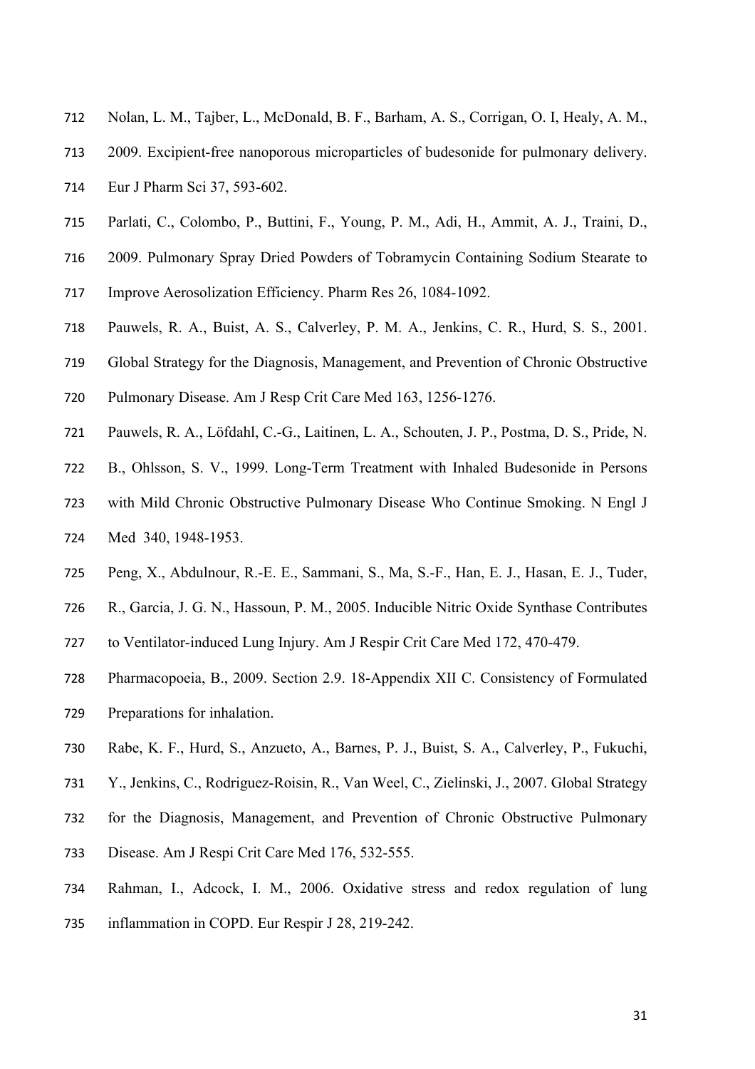Nolan, L. M., Tajber, L., McDonald, B. F., Barham, A. S., Corrigan, O. I, Healy, A. M., 2009. Excipient-free nanoporous microparticles of budesonide for pulmonary delivery. Eur J Pharm Sci 37, 593-602.

Parlati, C., Colombo, P., Buttini, F., Young, P. M., Adi, H., Ammit, A. J., Traini, D., 2009. Pulmonary Spray Dried Powders of Tobramycin Containing Sodium Stearate to Improve Aerosolization Efficiency. Pharm Res 26, 1084-1092.

Pauwels, R. A., Buist, A. S., Calverley, P. M. A., Jenkins, C. R., Hurd, S. S., 2001. Global Strategy for the Diagnosis, Management, and Prevention of Chronic Obstructive Pulmonary Disease. Am J Resp Crit Care Med 163, 1256-1276.

Pauwels, R. A., Löfdahl, C.-G., Laitinen, L. A., Schouten, J. P., Postma, D. S., Pride, N. B., Ohlsson, S. V., 1999. Long-Term Treatment with Inhaled Budesonide in Persons with Mild Chronic Obstructive Pulmonary Disease Who Continue Smoking. N Engl J Med 340, 1948-1953.

Peng, X., Abdulnour, R.-E. E., Sammani, S., Ma, S.-F., Han, E. J., Hasan, E. J., Tuder, R., Garcia, J. G. N., Hassoun, P. M., 2005. Inducible Nitric Oxide Synthase Contributes to Ventilator-induced Lung Injury. Am J Respir Crit Care Med 172, 470-479.

Pharmacopoeia, B., 2009. Section 2.9. 18-Appendix XII C. Consistency of Formulated Preparations for inhalation.

Rabe, K. F., Hurd, S., Anzueto, A., Barnes, P. J., Buist, S. A., Calverley, P., Fukuchi, Y., Jenkins, C., Rodriguez-Roisin, R., Van Weel, C., Zielinski, J., 2007. Global Strategy for the Diagnosis, Management, and Prevention of Chronic Obstructive Pulmonary Disease. Am J Respi Crit Care Med 176, 532-555.

Rahman, I., Adcock, I. M., 2006. Oxidative stress and redox regulation of lung inflammation in COPD. Eur Respir J 28, 219-242.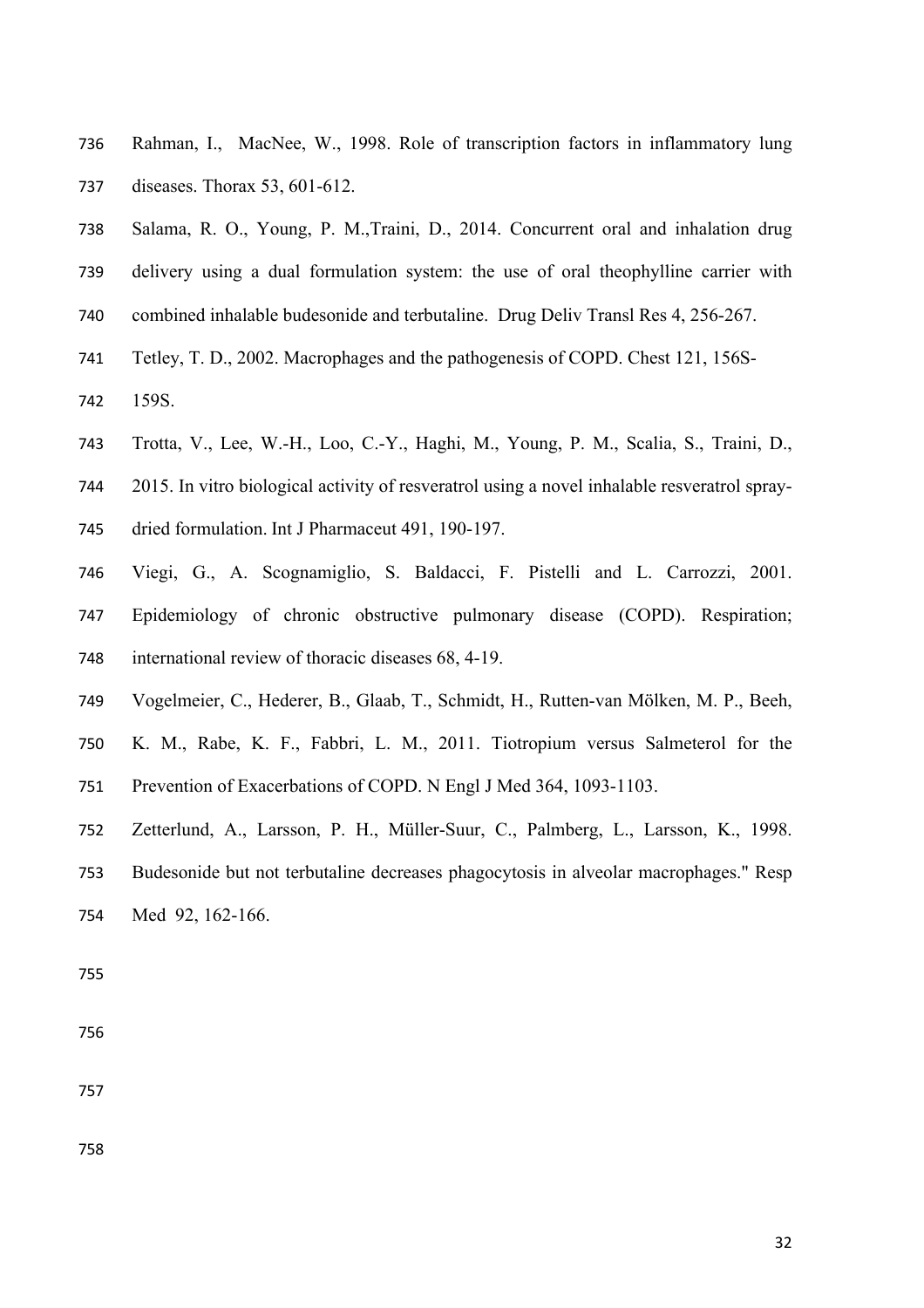Rahman, I., MacNee, W., 1998. Role of transcription factors in inflammatory lung diseases. Thorax 53, 601-612.

Salama, R. O., Young, P. M.,Traini, D., 2014. Concurrent oral and inhalation drug delivery using a dual formulation system: the use of oral theophylline carrier with combined inhalable budesonide and terbutaline. Drug Deliv Transl Res 4, 256-267.

Tetley, T. D., 2002. Macrophages and the pathogenesis of COPD. Chest 121, 156S-159S.

Trotta, V., Lee, W.-H., Loo, C.-Y., Haghi, M., Young, P. M., Scalia, S., Traini, D., 2015. In vitro biological activity of resveratrol using a novel inhalable resveratrol spray-dried formulation. Int J Pharmaceut 491, 190-197.

Viegi, G., A. Scognamiglio, S. Baldacci, F. Pistelli and L. Carrozzi, 2001. Epidemiology of chronic obstructive pulmonary disease (COPD). Respiration; international review of thoracic diseases 68, 4-19.

Vogelmeier, C., Hederer, B., Glaab, T., Schmidt, H., Rutten-van Mölken, M. P., Beeh, K. M., Rabe, K. F., Fabbri, L. M., 2011. Tiotropium versus Salmeterol for the Prevention of Exacerbations of COPD. N Engl J Med 364, 1093-1103.

Zetterlund, A., Larsson, P. H., Müller-Suur, C., Palmberg, L., Larsson, K., 1998. Budesonide but not terbutaline decreases phagocytosis in alveolar macrophages." Resp Med 92, 162-166.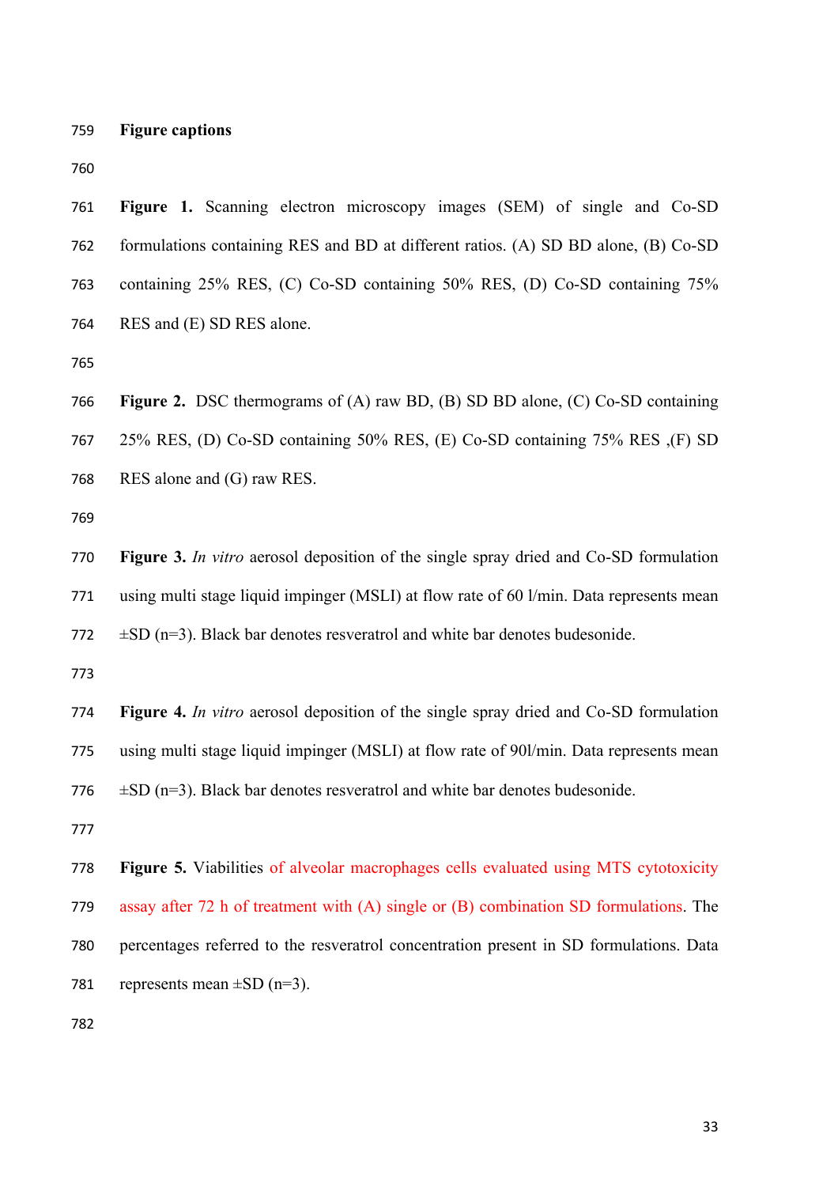**Figure captions**

**Figure 1.** Scanning electron microscopy images (SEM) of single and Co-SD formulations containing RES and BD at different ratios. (A) SD BD alone, (B) Co-SD containing 25% RES, (C) Co-SD containing 50% RES, (D) Co-SD containing 75% RES and (E) SD RES alone.

**Figure 2.** DSC thermograms of (A) raw BD, (B) SD BD alone, (C) Co-SD containing 25% RES, (D) Co-SD containing 50% RES, (E) Co-SD containing 75% RES ,(F) SD RES alone and (G) raw RES.

**Figure 3.** *In vitro* aerosol deposition of the single spray dried and Co-SD formulation using multi stage liquid impinger (MSLI) at flow rate of 60 l/min. Data represents mean ±SD (n=3). Black bar denotes resveratrol and white bar denotes budesonide.

**Figure 4.** *In vitro* aerosol deposition of the single spray dried and Co-SD formulation using multi stage liquid impinger (MSLI) at flow rate of 90l/min. Data represents mean ±SD (n=3). Black bar denotes resveratrol and white bar denotes budesonide.

**Figure 5.** Viabilities of alveolar macrophages cells evaluated using MTS cytotoxicity assay after 72 h of treatment with (A) single or (B) combination SD formulations. The percentages referred to the resveratrol concentration present in SD formulations. Data represents mean ±SD (n=3).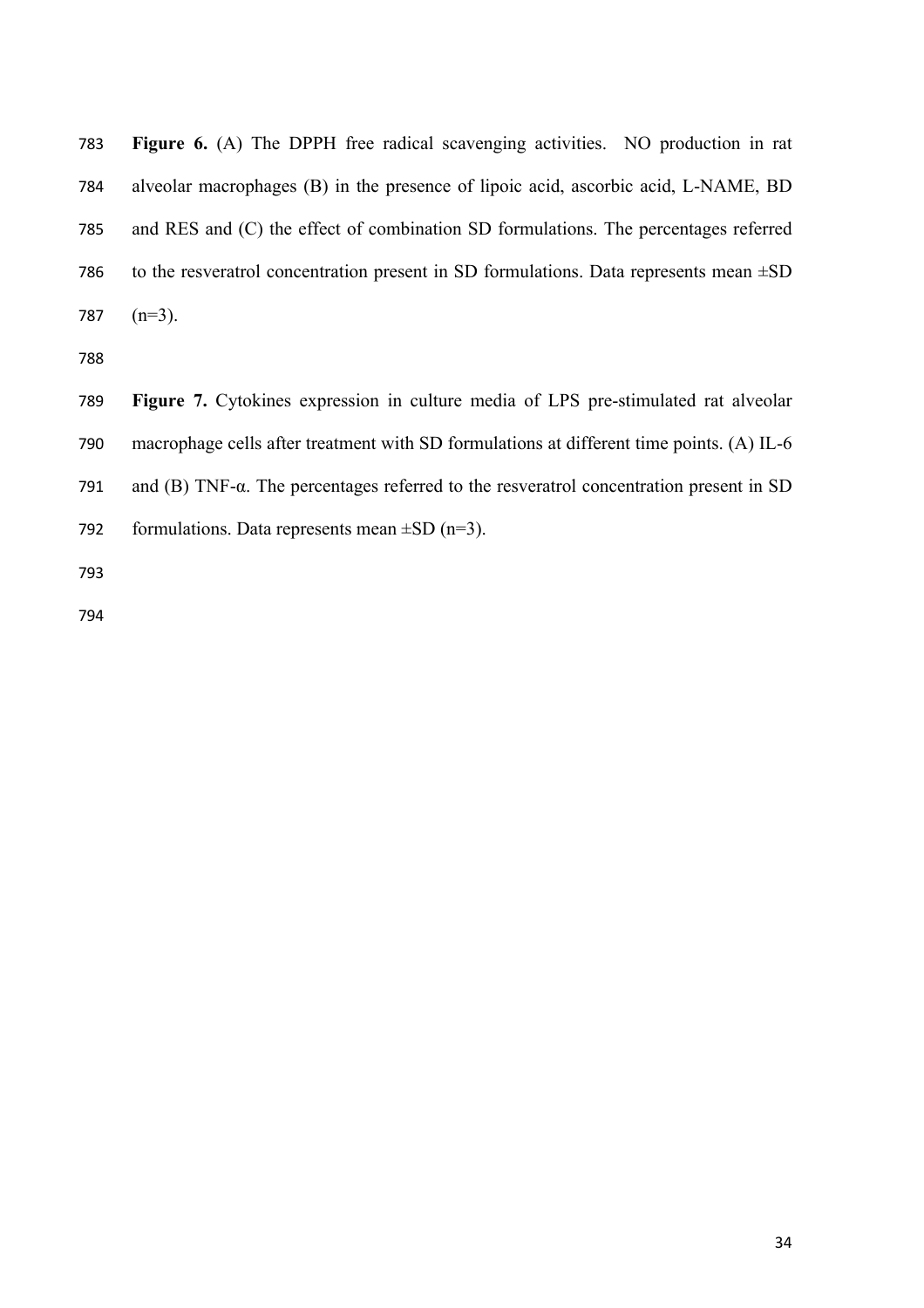**Figure 6.** (A) The DPPH free radical scavenging activities. NO production in rat alveolar macrophages (B) in the presence of lipoic acid, ascorbic acid, L-NAME, BD and RES and (C) the effect of combination SD formulations. The percentages referred to the resveratrol concentration present in SD formulations. Data represents mean ±SD (n=3).

**Figure 7.** Cytokines expression in culture media of LPS pre-stimulated rat alveolar macrophage cells after treatment with SD formulations at different time points. (A) IL-6 and (B) TNF-α. The percentages referred to the resveratrol concentration present in SD formulations. Data represents mean ±SD (n=3).